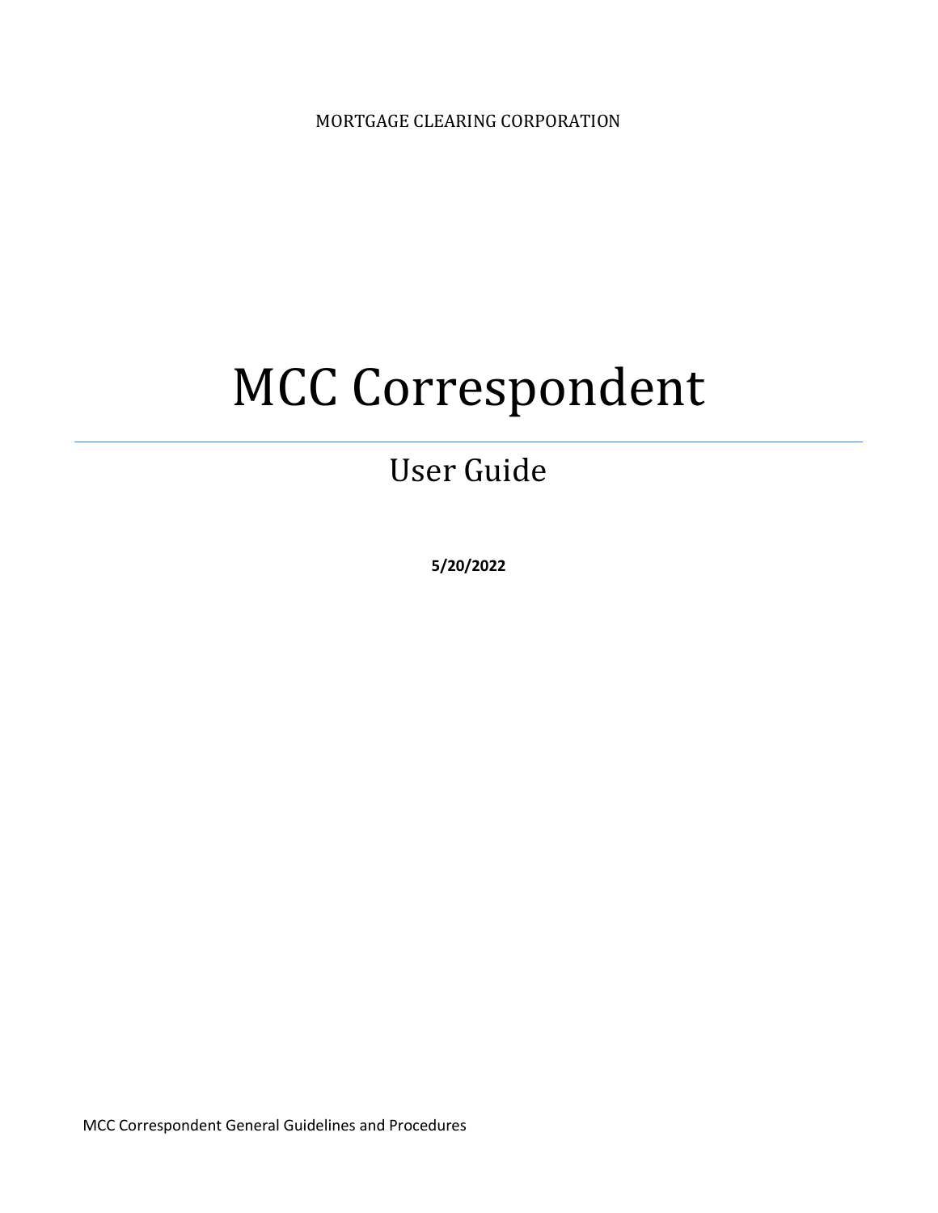MORTGAGE CLEARING CORPORATION

# MCC Correspondent

## User Guide

**5/20/2022**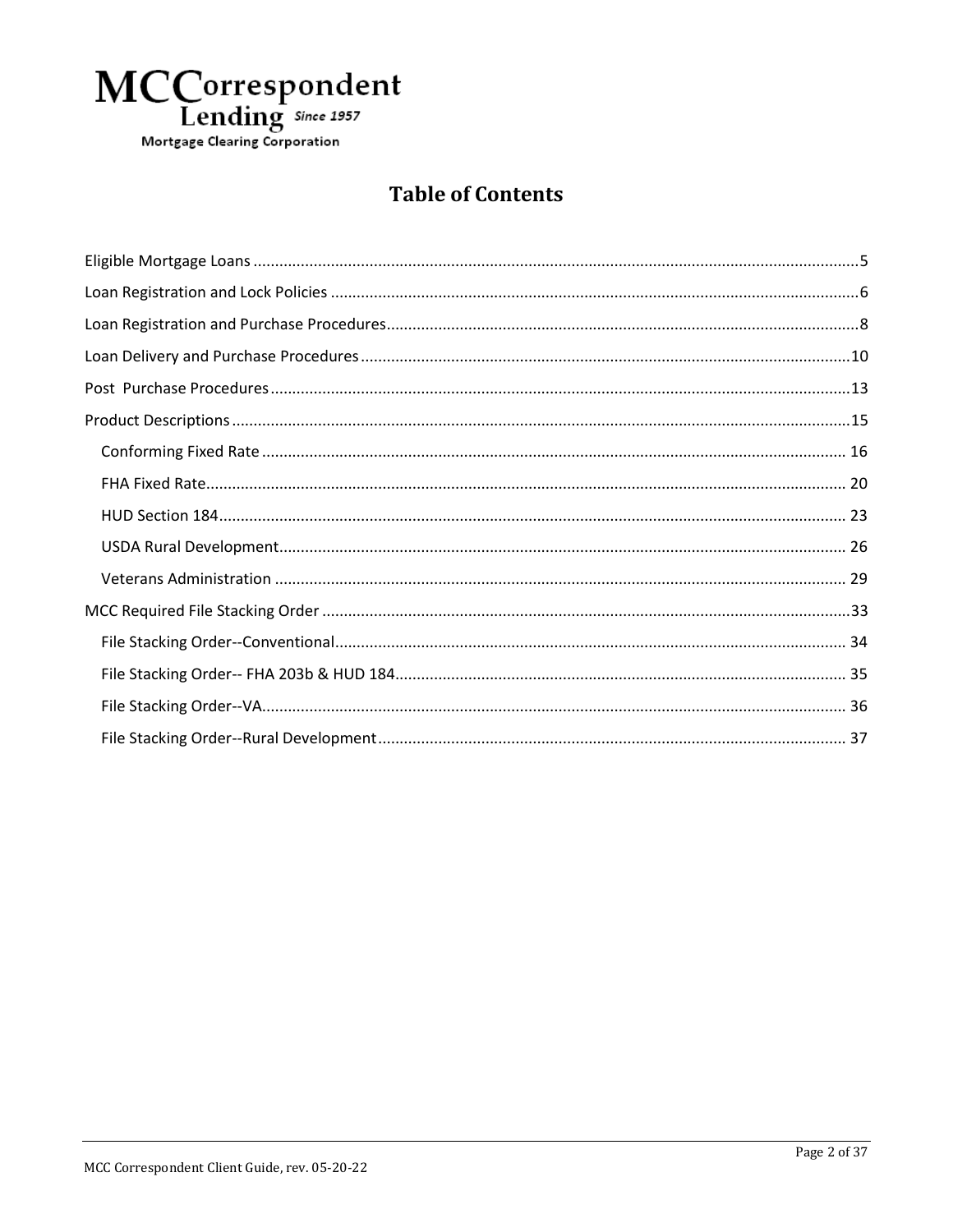MCCorrespondent Lending Since 1957

Mortgage Clearing Corporation

# Table of Contents

- Eligible Mortgage Loans ..... 5
- Loan Registration and Lock Policies ..... 6
- Loan Registration and Purchase Procedures ..... 8
- Loan Delivery and Purchase Procedures ..... 10
- Post Purchase Procedures ..... 13
- Product Descriptions ..... 15
  - Conforming Fixed Rate ..... 16
  - FHA Fixed Rate ..... 20
  - HUD Section 184 ..... 23
  - USDA Rural Development ..... 26
  - Veterans Administration ..... 29
- MCC Required File Stacking Order ..... 33
  - File Stacking Order--Conventional ..... 34
  - File Stacking Order-- FHA 203b & HUD 184 ..... 35
  - File Stacking Order--VA ..... 36
  - File Stacking Order--Rural Development ..... 37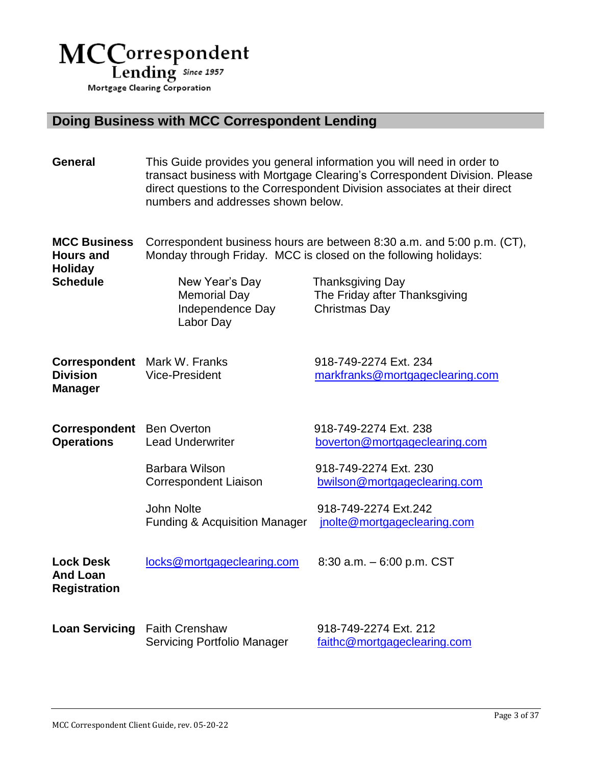**MCCorrespondent Lending** *Since 1957*
Mortgage Clearing Corporation

## Doing Business with MCC Correspondent Lending

**General**

This Guide provides you general information you will need in order to transact business with Mortgage Clearing's Correspondent Division. Please direct questions to the Correspondent Division associates at their direct numbers and addresses shown below.

**MCC Business Hours and Holiday Schedule**

Correspondent business hours are between 8:30 a.m. and 5:00 p.m. (CT), Monday through Friday. MCC is closed on the following holidays:

| | |
|---|---|
| New Year's Day | Thanksgiving Day |
| Memorial Day | The Friday after Thanksgiving |
| Independence Day | Christmas Day |
| Labor Day | |

| | | |
|---|---|---|
| **Correspondent Division Manager** | Mark W. Franks<br>Vice-President | 918-749-2274 Ext. 234<br>markfranks@mortgageclearing.com |
| **Correspondent Operations** | Ben Overton<br>Lead Underwriter | 918-749-2274 Ext. 238<br>boverton@mortgageclearing.com |
| | Barbara Wilson<br>Correspondent Liaison | 918-749-2274 Ext. 230<br>bwilson@mortgageclearing.com |
| | John Nolte<br>Funding & Acquisition Manager | 918-749-2274 Ext.242<br>jnolte@mortgageclearing.com |
| **Lock Desk And Loan Registration** | locks@mortgageclearing.com | 8:30 a.m. – 6:00 p.m. CST |
| **Loan Servicing** | Faith Crenshaw<br>Servicing Portfolio Manager | 918-749-2274 Ext. 212<br>faithc@mortgageclearing.com |

MCC Correspondent Client Guide, rev. 05-20-22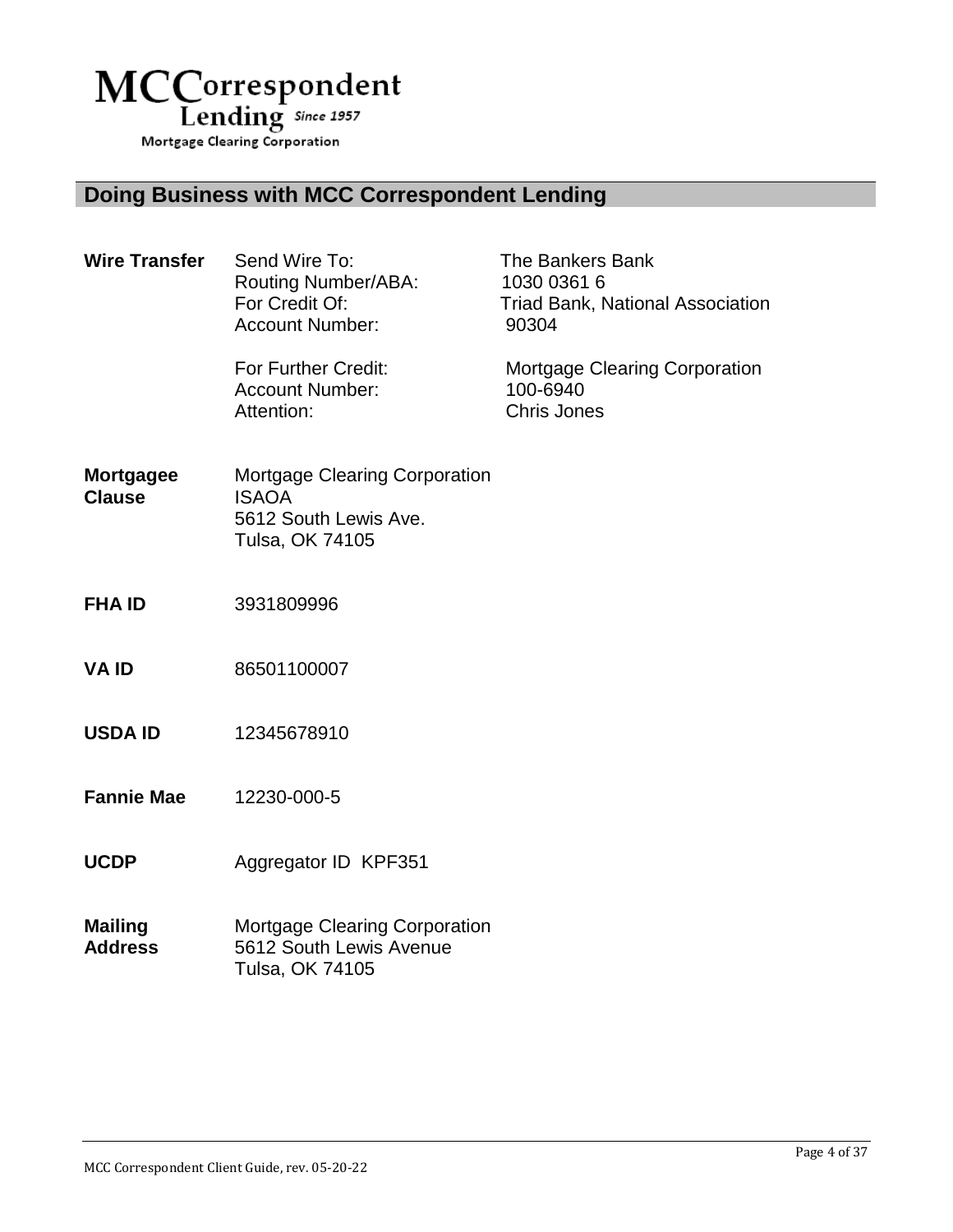MCCorrespondent Lending Since 1957

Mortgage Clearing Corporation

## Doing Business with MCC Correspondent Lending

**Wire Transfer**

| | |
|---|---|
| Send Wire To: | The Bankers Bank |
| Routing Number/ABA: | 1030 0361 6 |
| For Credit Of: | Triad Bank, National Association |
| Account Number: | 90304 |
| For Further Credit: | Mortgage Clearing Corporation |
| Account Number: | 100-6940 |
| Attention: | Chris Jones |

**Mortgagee Clause**

Mortgage Clearing Corporation
ISAOA
5612 South Lewis Ave.
Tulsa, OK 74105

**FHA ID** 3931809996

**VA ID** 86501100007

**USDA ID** 12345678910

**Fannie Mae** 12230-000-5

**UCDP** Aggregator ID KPF351

**Mailing Address**

Mortgage Clearing Corporation
5612 South Lewis Avenue
Tulsa, OK 74105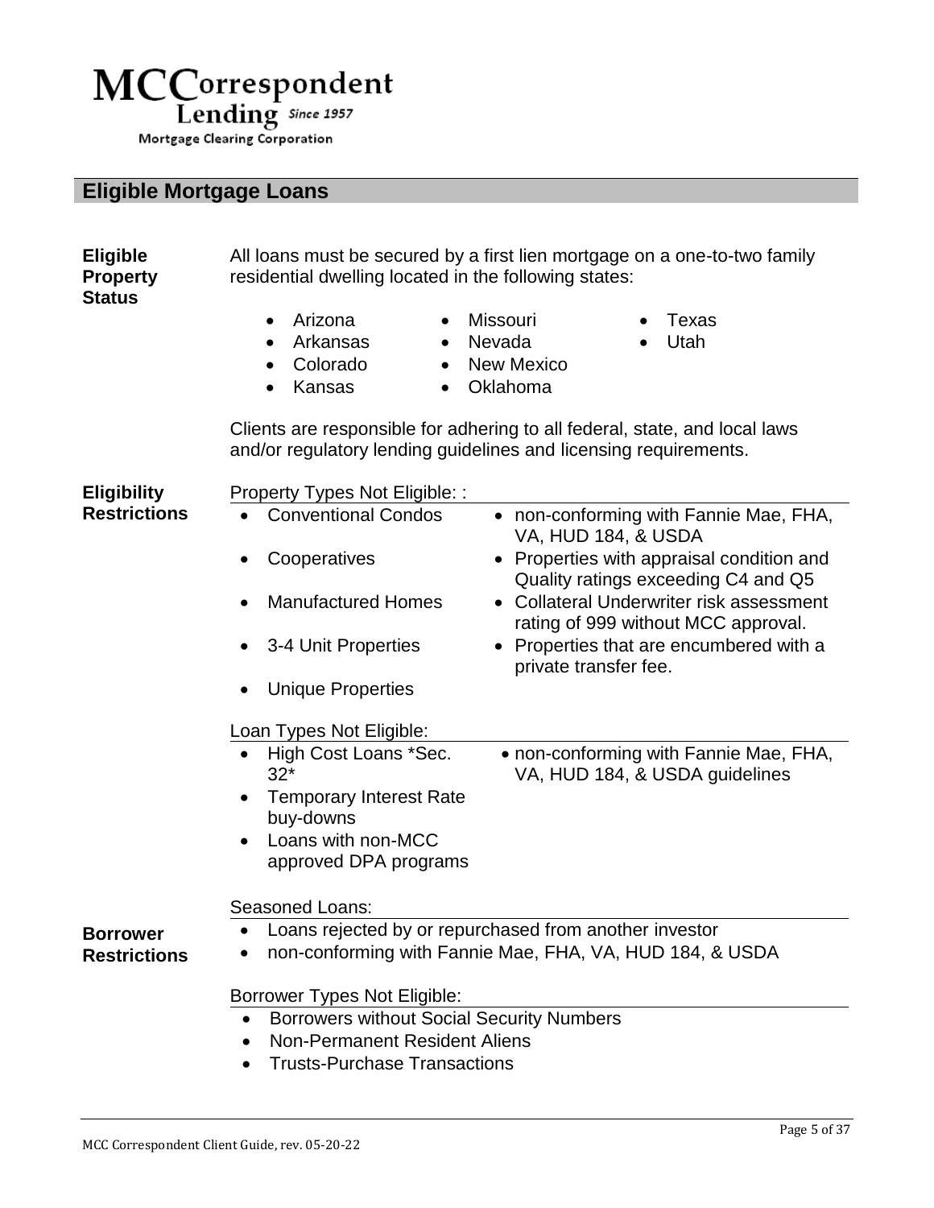MCCorrespondent Lending Since 1957
Mortgage Clearing Corporation

## Eligible Mortgage Loans

**Eligible Property Status**

All loans must be secured by a first lien mortgage on a one-to-two family residential dwelling located in the following states:

- Arizona
- Arkansas
- Colorado
- Kansas
- Missouri
- Nevada
- New Mexico
- Oklahoma
- Texas
- Utah

Clients are responsible for adhering to all federal, state, and local laws and/or regulatory lending guidelines and licensing requirements.

**Eligibility Restrictions**

Property Types Not Eligible: :

- Conventional Condos
- Cooperatives
- Manufactured Homes
- 3-4 Unit Properties
- Unique Properties
- non-conforming with Fannie Mae, FHA, VA, HUD 184, & USDA
- Properties with appraisal condition and Quality ratings exceeding C4 and Q5
- Collateral Underwriter risk assessment rating of 999 without MCC approval.
- Properties that are encumbered with a private transfer fee.

Loan Types Not Eligible:

- High Cost Loans *Sec. 32*
- Temporary Interest Rate buy-downs
- Loans with non-MCC approved DPA programs
- non-conforming with Fannie Mae, FHA, VA, HUD 184, & USDA guidelines

Seasoned Loans:

- Loans rejected by or repurchased from another investor
- non-conforming with Fannie Mae, FHA, VA, HUD 184, & USDA

**Borrower Restrictions**

Borrower Types Not Eligible:

- Borrowers without Social Security Numbers
- Non-Permanent Resident Aliens
- Trusts-Purchase Transactions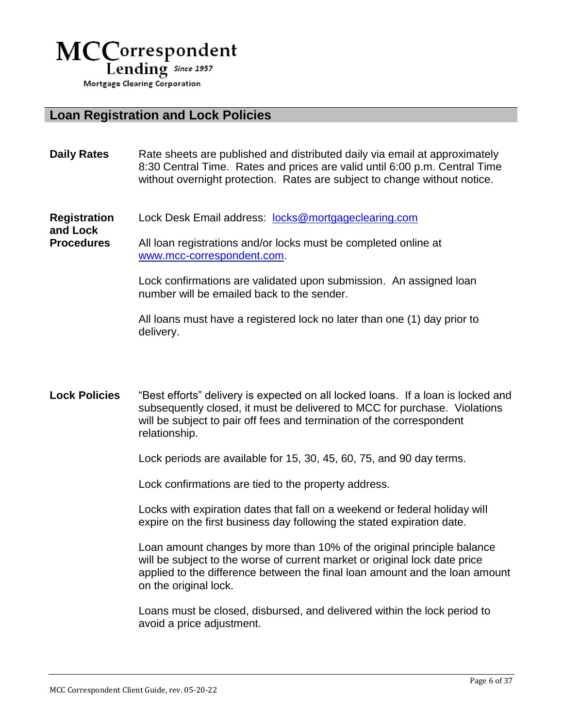**MCCorrespondent Lending** *Since 1957*
Mortgage Clearing Corporation

## Loan Registration and Lock Policies

**Daily Rates**

Rate sheets are published and distributed daily via email at approximately 8:30 Central Time. Rates and prices are valid until 6:00 p.m. Central Time without overnight protection. Rates are subject to change without notice.

**Registration and Lock Procedures**

Lock Desk Email address: locks@mortgageclearing.com

All loan registrations and/or locks must be completed online at www.mcc-correspondent.com.

Lock confirmations are validated upon submission. An assigned loan number will be emailed back to the sender.

All loans must have a registered lock no later than one (1) day prior to delivery.

**Lock Policies**

"Best efforts" delivery is expected on all locked loans. If a loan is locked and subsequently closed, it must be delivered to MCC for purchase. Violations will be subject to pair off fees and termination of the correspondent relationship.

Lock periods are available for 15, 30, 45, 60, 75, and 90 day terms.

Lock confirmations are tied to the property address.

Locks with expiration dates that fall on a weekend or federal holiday will expire on the first business day following the stated expiration date.

Loan amount changes by more than 10% of the original principle balance will be subject to the worse of current market or original lock date price applied to the difference between the final loan amount and the loan amount on the original lock.

Loans must be closed, disbursed, and delivered within the lock period to avoid a price adjustment.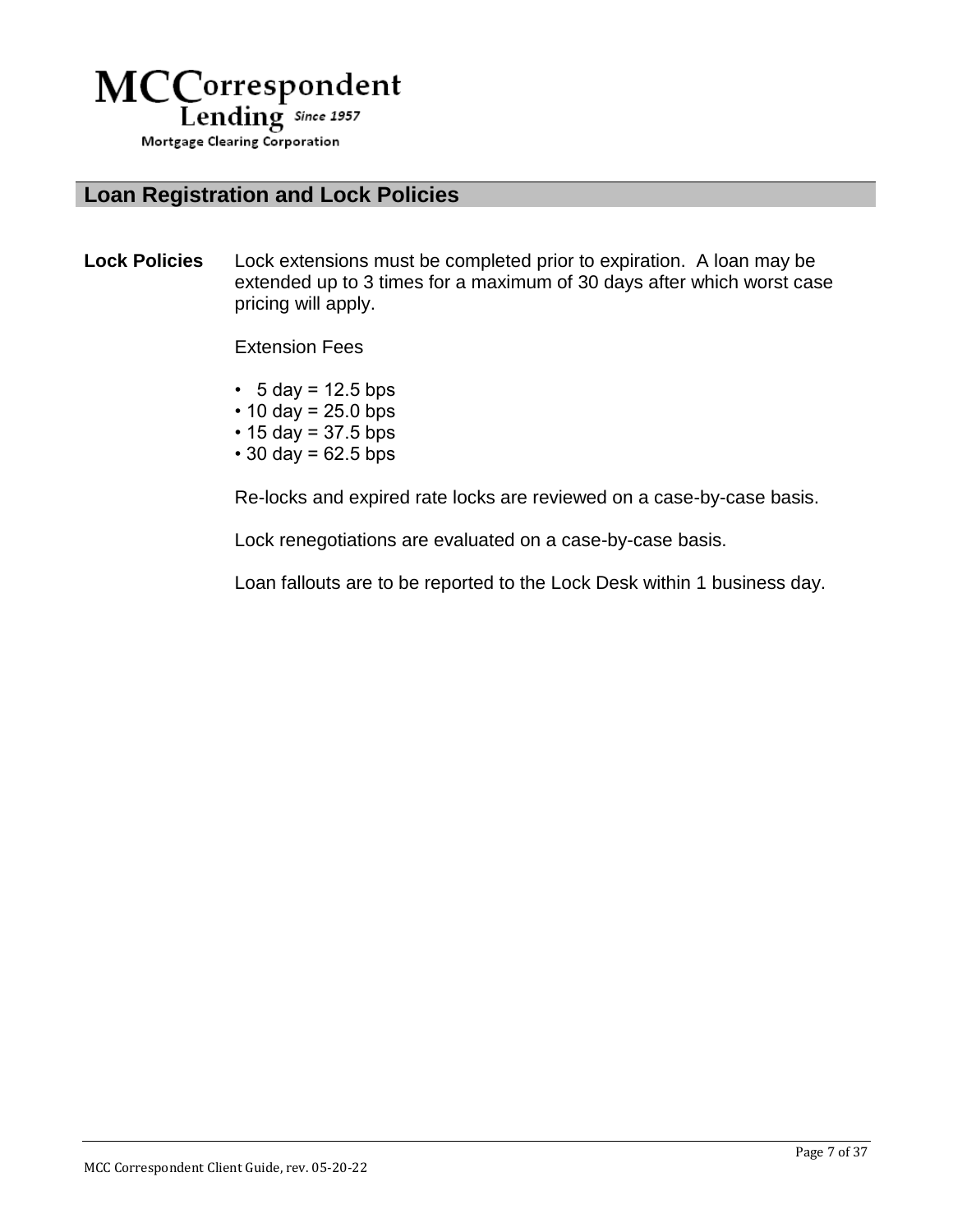## Loan Registration and Lock Policies

**Lock Policies**

Lock extensions must be completed prior to expiration. A loan may be extended up to 3 times for a maximum of 30 days after which worst case pricing will apply.

Extension Fees

- 5 day = 12.5 bps
- 10 day = 25.0 bps
- 15 day = 37.5 bps
- 30 day = 62.5 bps

Re-locks and expired rate locks are reviewed on a case-by-case basis.

Lock renegotiations are evaluated on a case-by-case basis.

Loan fallouts are to be reported to the Lock Desk within 1 business day.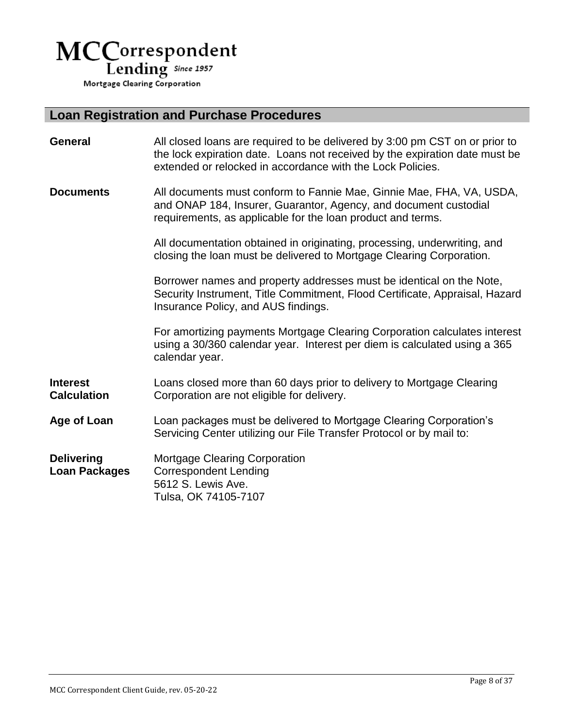## Loan Registration and Purchase Procedures

**General**

All closed loans are required to be delivered by 3:00 pm CST on or prior to the lock expiration date. Loans not received by the expiration date must be extended or relocked in accordance with the Lock Policies.

**Documents**

All documents must conform to Fannie Mae, Ginnie Mae, FHA, VA, USDA, and ONAP 184, Insurer, Guarantor, Agency, and document custodial requirements, as applicable for the loan product and terms.

All documentation obtained in originating, processing, underwriting, and closing the loan must be delivered to Mortgage Clearing Corporation.

Borrower names and property addresses must be identical on the Note, Security Instrument, Title Commitment, Flood Certificate, Appraisal, Hazard Insurance Policy, and AUS findings.

For amortizing payments Mortgage Clearing Corporation calculates interest using a 30/360 calendar year. Interest per diem is calculated using a 365 calendar year.

**Interest Calculation**

Loans closed more than 60 days prior to delivery to Mortgage Clearing Corporation are not eligible for delivery.

**Age of Loan**

Loan packages must be delivered to Mortgage Clearing Corporation's Servicing Center utilizing our File Transfer Protocol or by mail to:

**Delivering Loan Packages**

Mortgage Clearing Corporation
Correspondent Lending
5612 S. Lewis Ave.
Tulsa, OK 74105-7107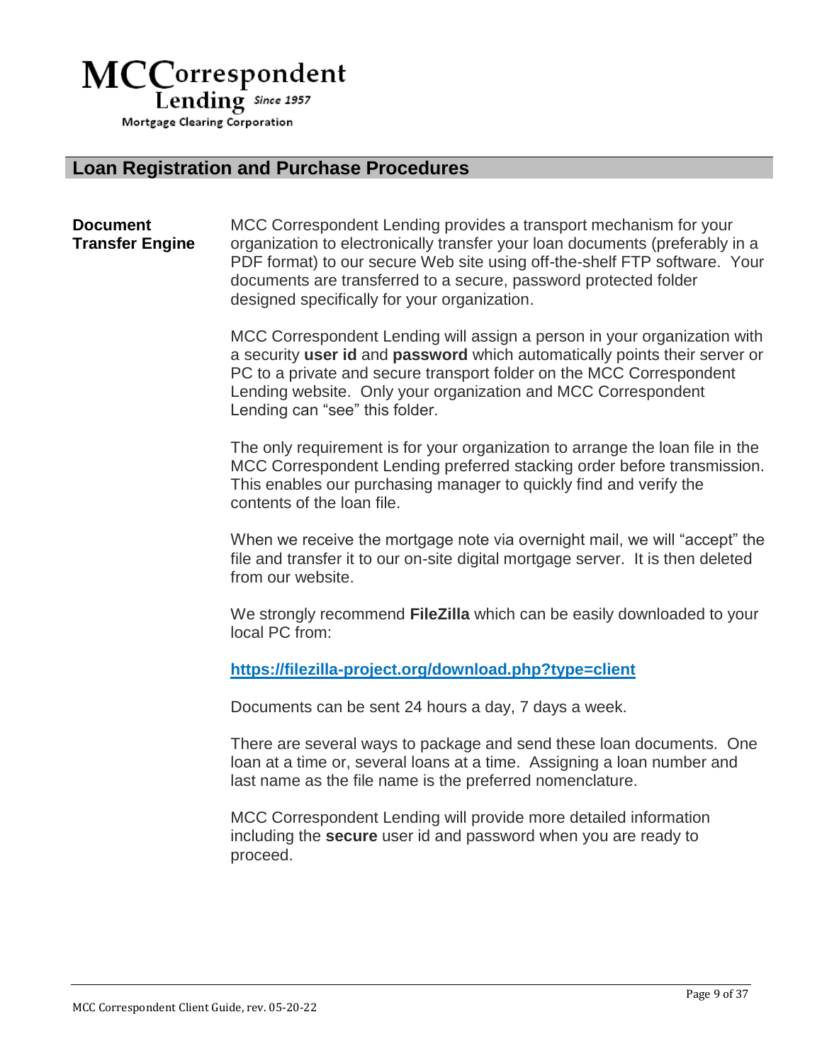MCCorrespondent Lending Since 1957

Mortgage Clearing Corporation

## Loan Registration and Purchase Procedures

### Document Transfer Engine

MCC Correspondent Lending provides a transport mechanism for your organization to electronically transfer your loan documents (preferably in a PDF format) to our secure Web site using off-the-shelf FTP software. Your documents are transferred to a secure, password protected folder designed specifically for your organization.

MCC Correspondent Lending will assign a person in your organization with a security **user id** and **password** which automatically points their server or PC to a private and secure transport folder on the MCC Correspondent Lending website. Only your organization and MCC Correspondent Lending can "see" this folder.

The only requirement is for your organization to arrange the loan file in the MCC Correspondent Lending preferred stacking order before transmission. This enables our purchasing manager to quickly find and verify the contents of the loan file.

When we receive the mortgage note via overnight mail, we will "accept" the file and transfer it to our on-site digital mortgage server. It is then deleted from our website.

We strongly recommend **FileZilla** which can be easily downloaded to your local PC from:

**https://filezilla-project.org/download.php?type=client**

Documents can be sent 24 hours a day, 7 days a week.

There are several ways to package and send these loan documents. One loan at a time or, several loans at a time. Assigning a loan number and last name as the file name is the preferred nomenclature.

MCC Correspondent Lending will provide more detailed information including the **secure** user id and password when you are ready to proceed.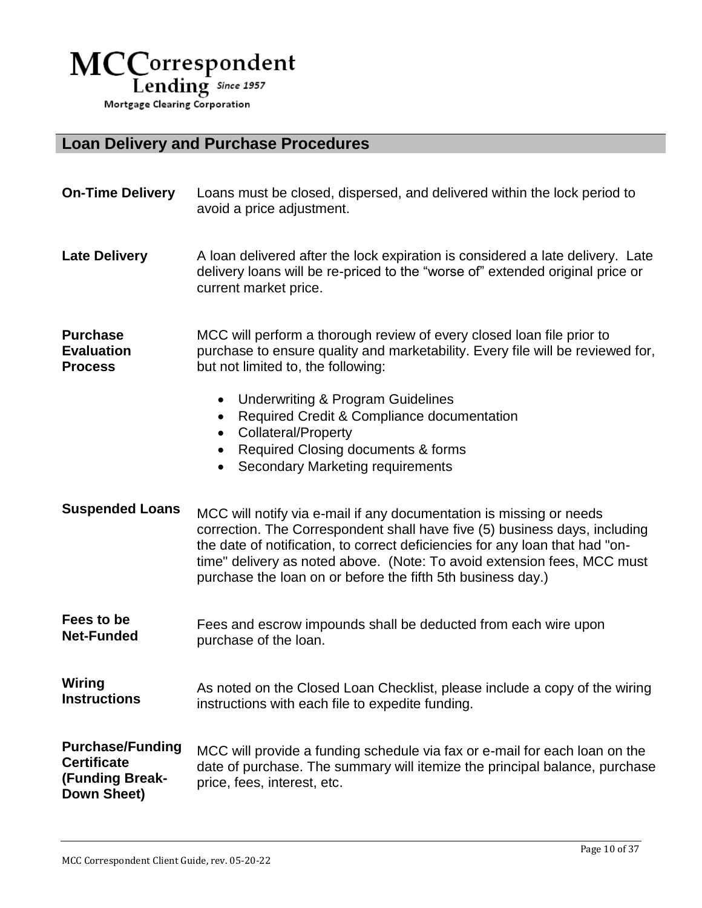MCCorrespondent Lending Since 1957

Mortgage Clearing Corporation

## Loan Delivery and Purchase Procedures

**On-Time Delivery**

Loans must be closed, dispersed, and delivered within the lock period to avoid a price adjustment.

**Late Delivery**

A loan delivered after the lock expiration is considered a late delivery. Late delivery loans will be re-priced to the "worse of" extended original price or current market price.

**Purchase Evaluation Process**

MCC will perform a thorough review of every closed loan file prior to purchase to ensure quality and marketability. Every file will be reviewed for, but not limited to, the following:

- Underwriting & Program Guidelines
- Required Credit & Compliance documentation
- Collateral/Property
- Required Closing documents & forms
- Secondary Marketing requirements

**Suspended Loans**

MCC will notify via e-mail if any documentation is missing or needs correction. The Correspondent shall have five (5) business days, including the date of notification, to correct deficiencies for any loan that had "on-time" delivery as noted above. (Note: To avoid extension fees, MCC must purchase the loan on or before the fifth 5th business day.)

**Fees to be Net-Funded**

Fees and escrow impounds shall be deducted from each wire upon purchase of the loan.

**Wiring Instructions**

As noted on the Closed Loan Checklist, please include a copy of the wiring instructions with each file to expedite funding.

**Purchase/Funding Certificate (Funding Break-Down Sheet)**

MCC will provide a funding schedule via fax or e-mail for each loan on the date of purchase. The summary will itemize the principal balance, purchase price, fees, interest, etc.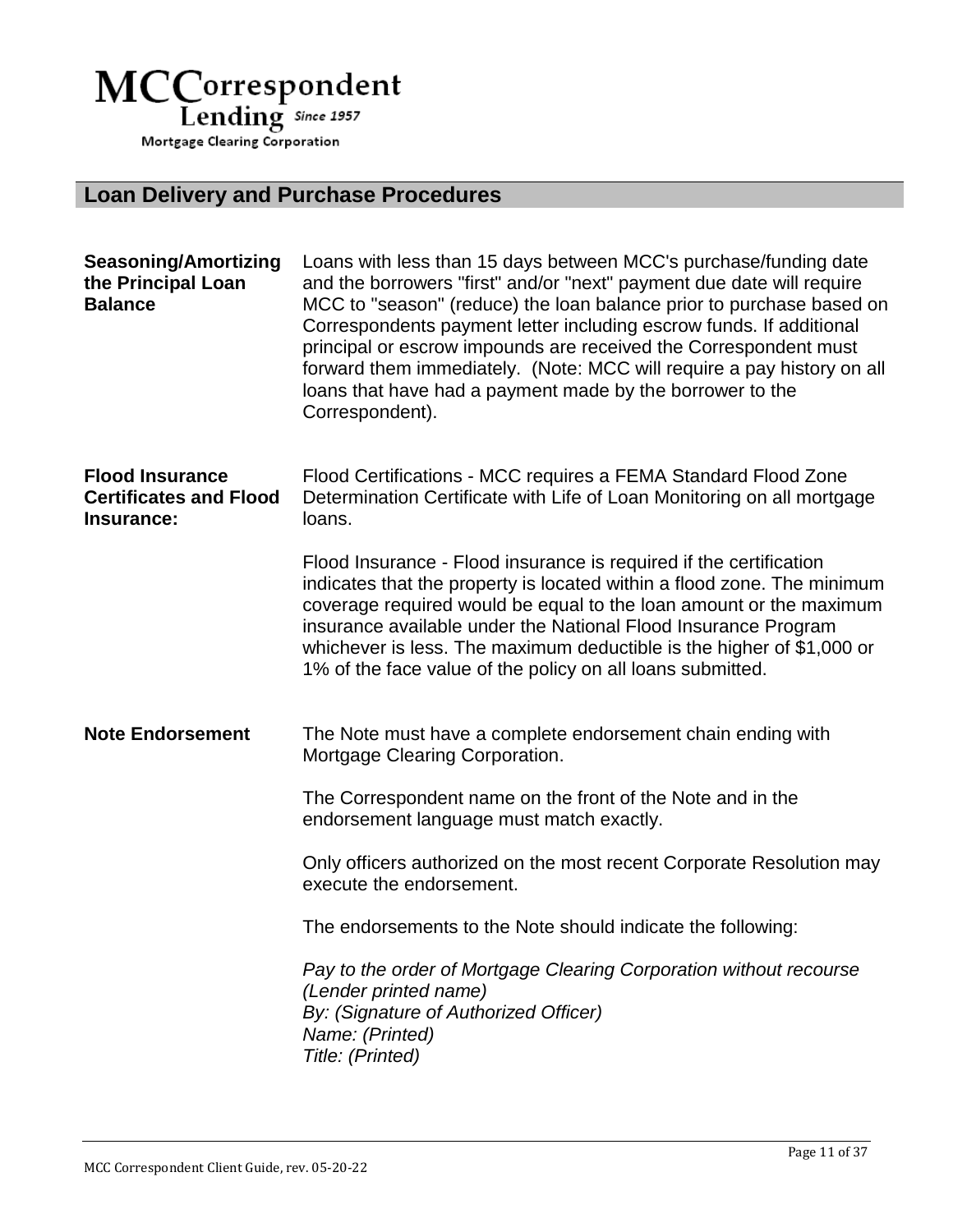MCCorrespondent Lending Since 1957
Mortgage Clearing Corporation

## Loan Delivery and Purchase Procedures

**Seasoning/Amortizing the Principal Loan Balance**

Loans with less than 15 days between MCC's purchase/funding date and the borrowers "first" and/or "next" payment due date will require MCC to "season" (reduce) the loan balance prior to purchase based on Correspondents payment letter including escrow funds. If additional principal or escrow impounds are received the Correspondent must forward them immediately. (Note: MCC will require a pay history on all loans that have had a payment made by the borrower to the Correspondent).

**Flood Insurance Certificates and Flood Insurance:**

Flood Certifications - MCC requires a FEMA Standard Flood Zone Determination Certificate with Life of Loan Monitoring on all mortgage loans.

Flood Insurance - Flood insurance is required if the certification indicates that the property is located within a flood zone. The minimum coverage required would be equal to the loan amount or the maximum insurance available under the National Flood Insurance Program whichever is less. The maximum deductible is the higher of $1,000 or 1% of the face value of the policy on all loans submitted.

**Note Endorsement**

The Note must have a complete endorsement chain ending with Mortgage Clearing Corporation.

The Correspondent name on the front of the Note and in the endorsement language must match exactly.

Only officers authorized on the most recent Corporate Resolution may execute the endorsement.

The endorsements to the Note should indicate the following:

*Pay to the order of Mortgage Clearing Corporation without recourse*
*(Lender printed name)*
*By: (Signature of Authorized Officer)*
*Name: (Printed)*
*Title: (Printed)*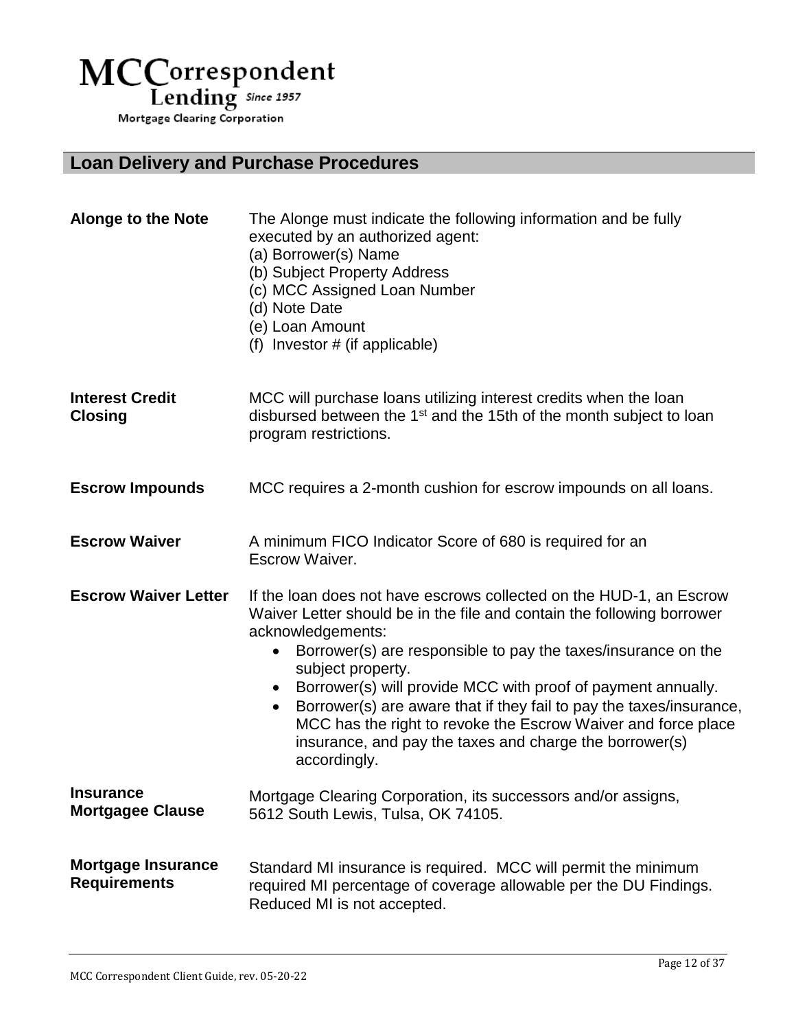## Loan Delivery and Purchase Procedures

**Alonge to the Note**

The Alonge must indicate the following information and be fully executed by an authorized agent:
(a) Borrower(s) Name
(b) Subject Property Address
(c) MCC Assigned Loan Number
(d) Note Date
(e) Loan Amount
(f) Investor # (if applicable)

**Interest Credit Closing**

MCC will purchase loans utilizing interest credits when the loan disbursed between the 1st and the 15th of the month subject to loan program restrictions.

**Escrow Impounds**

MCC requires a 2-month cushion for escrow impounds on all loans.

**Escrow Waiver**

A minimum FICO Indicator Score of 680 is required for an Escrow Waiver.

**Escrow Waiver Letter**

If the loan does not have escrows collected on the HUD-1, an Escrow Waiver Letter should be in the file and contain the following borrower acknowledgements:

- Borrower(s) are responsible to pay the taxes/insurance on the subject property.
- Borrower(s) will provide MCC with proof of payment annually.
- Borrower(s) are aware that if they fail to pay the taxes/insurance, MCC has the right to revoke the Escrow Waiver and force place insurance, and pay the taxes and charge the borrower(s) accordingly.

**Insurance Mortgagee Clause**

Mortgage Clearing Corporation, its successors and/or assigns, 5612 South Lewis, Tulsa, OK 74105.

**Mortgage Insurance Requirements**

Standard MI insurance is required. MCC will permit the minimum required MI percentage of coverage allowable per the DU Findings. Reduced MI is not accepted.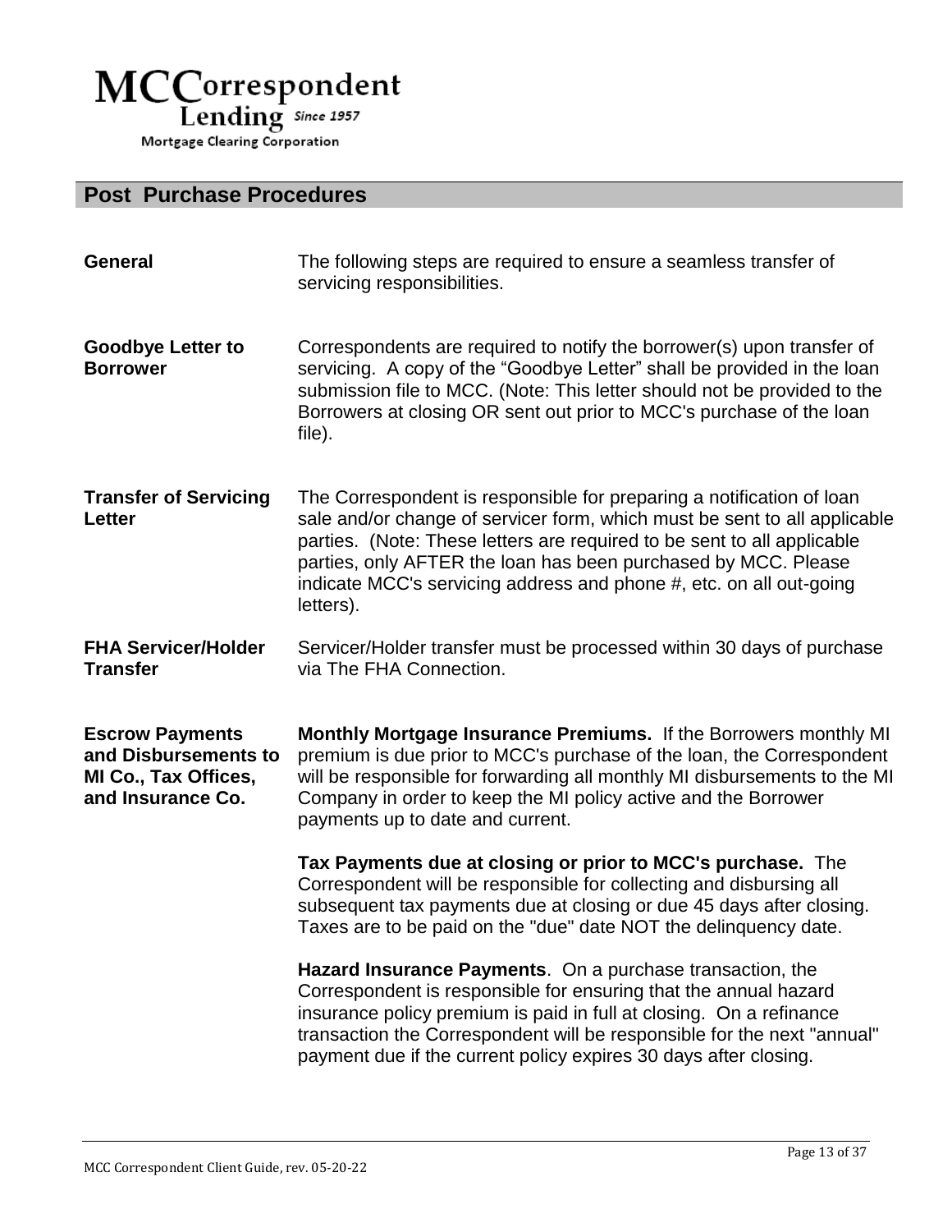## Post Purchase Procedures

**General**

The following steps are required to ensure a seamless transfer of servicing responsibilities.

**Goodbye Letter to Borrower**

Correspondents are required to notify the borrower(s) upon transfer of servicing. A copy of the "Goodbye Letter" shall be provided in the loan submission file to MCC. (Note: This letter should not be provided to the Borrowers at closing OR sent out prior to MCC's purchase of the loan file).

**Transfer of Servicing Letter**

The Correspondent is responsible for preparing a notification of loan sale and/or change of servicer form, which must be sent to all applicable parties. (Note: These letters are required to be sent to all applicable parties, only AFTER the loan has been purchased by MCC. Please indicate MCC's servicing address and phone #, etc. on all out-going letters).

**FHA Servicer/Holder Transfer**

Servicer/Holder transfer must be processed within 30 days of purchase via The FHA Connection.

**Escrow Payments and Disbursements to MI Co., Tax Offices, and Insurance Co.**

**Monthly Mortgage Insurance Premiums.** If the Borrowers monthly MI premium is due prior to MCC's purchase of the loan, the Correspondent will be responsible for forwarding all monthly MI disbursements to the MI Company in order to keep the MI policy active and the Borrower payments up to date and current.

**Tax Payments due at closing or prior to MCC's purchase.** The Correspondent will be responsible for collecting and disbursing all subsequent tax payments due at closing or due 45 days after closing. Taxes are to be paid on the "due" date NOT the delinquency date.

**Hazard Insurance Payments**. On a purchase transaction, the Correspondent is responsible for ensuring that the annual hazard insurance policy premium is paid in full at closing. On a refinance transaction the Correspondent will be responsible for the next "annual" payment due if the current policy expires 30 days after closing.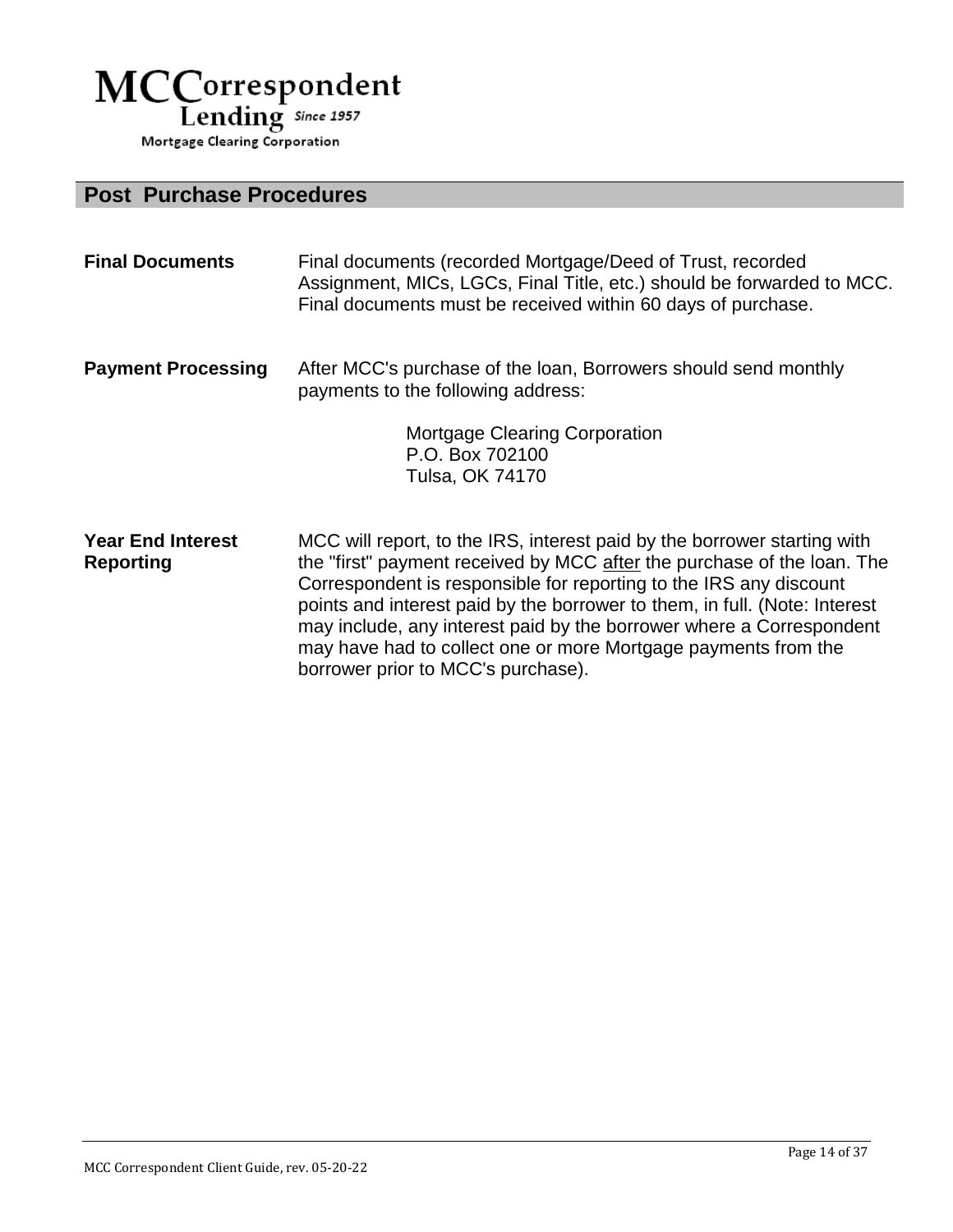# MCCorrespondent Lending Since 1957

Mortgage Clearing Corporation

## Post Purchase Procedures

**Final Documents**

Final documents (recorded Mortgage/Deed of Trust, recorded Assignment, MICs, LGCs, Final Title, etc.) should be forwarded to MCC. Final documents must be received within 60 days of purchase.

**Payment Processing**

After MCC's purchase of the loan, Borrowers should send monthly payments to the following address:

Mortgage Clearing Corporation
P.O. Box 702100
Tulsa, OK 74170

**Year End Interest Reporting**

MCC will report, to the IRS, interest paid by the borrower starting with the "first" payment received by MCC after the purchase of the loan. The Correspondent is responsible for reporting to the IRS any discount points and interest paid by the borrower to them, in full. (Note: Interest may include, any interest paid by the Borrower where a Correspondent may have had to collect one or more Mortgage payments from the borrower prior to MCC's purchase).

MCC Correspondent Client Guide, rev. 05-20-22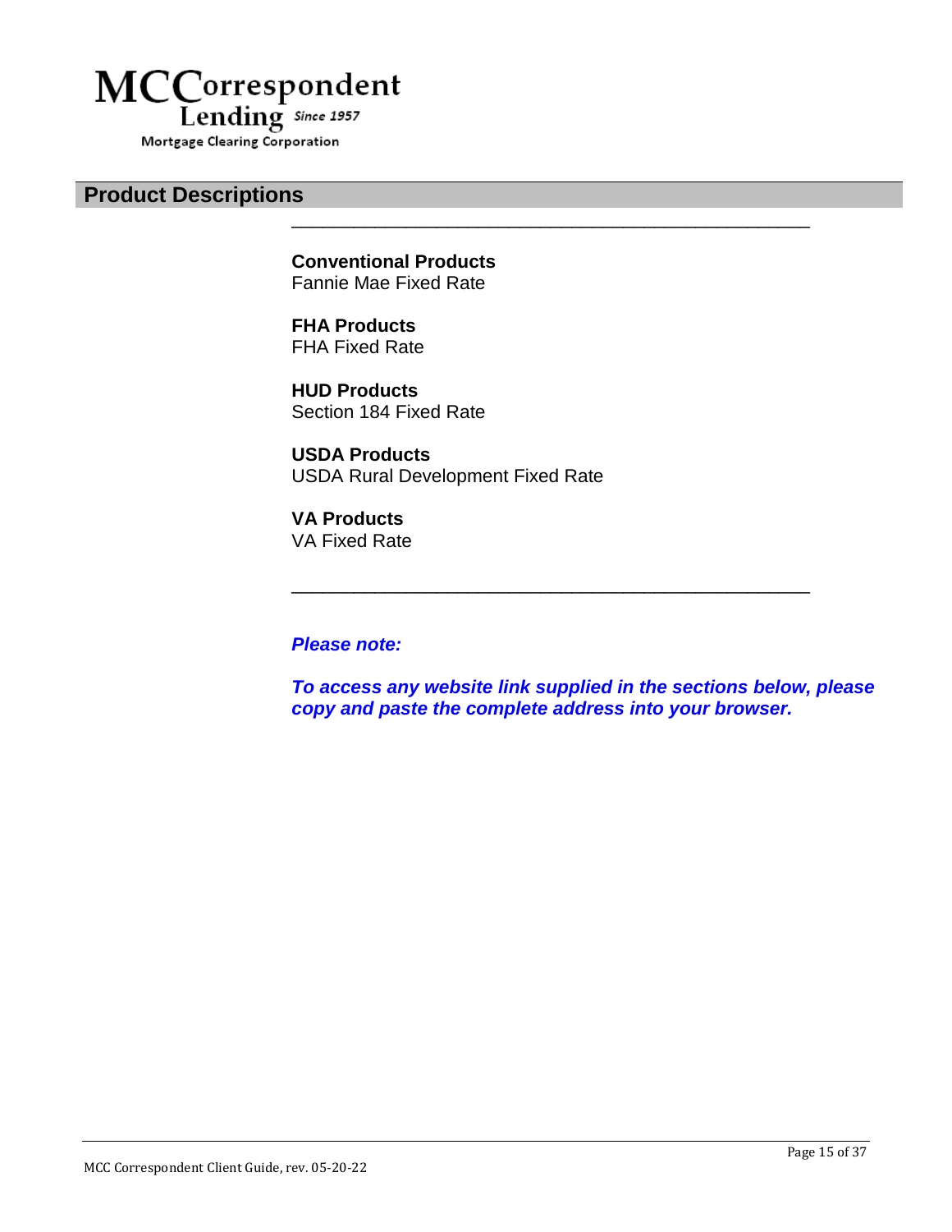## Product Descriptions

---

**Conventional Products**
Fannie Mae Fixed Rate

**FHA Products**
FHA Fixed Rate

**HUD Products**
Section 184 Fixed Rate

**USDA Products**
USDA Rural Development Fixed Rate

**VA Products**
VA Fixed Rate

---

***Please note:***

***To access any website link supplied in the sections below, please copy and paste the complete address into your browser.***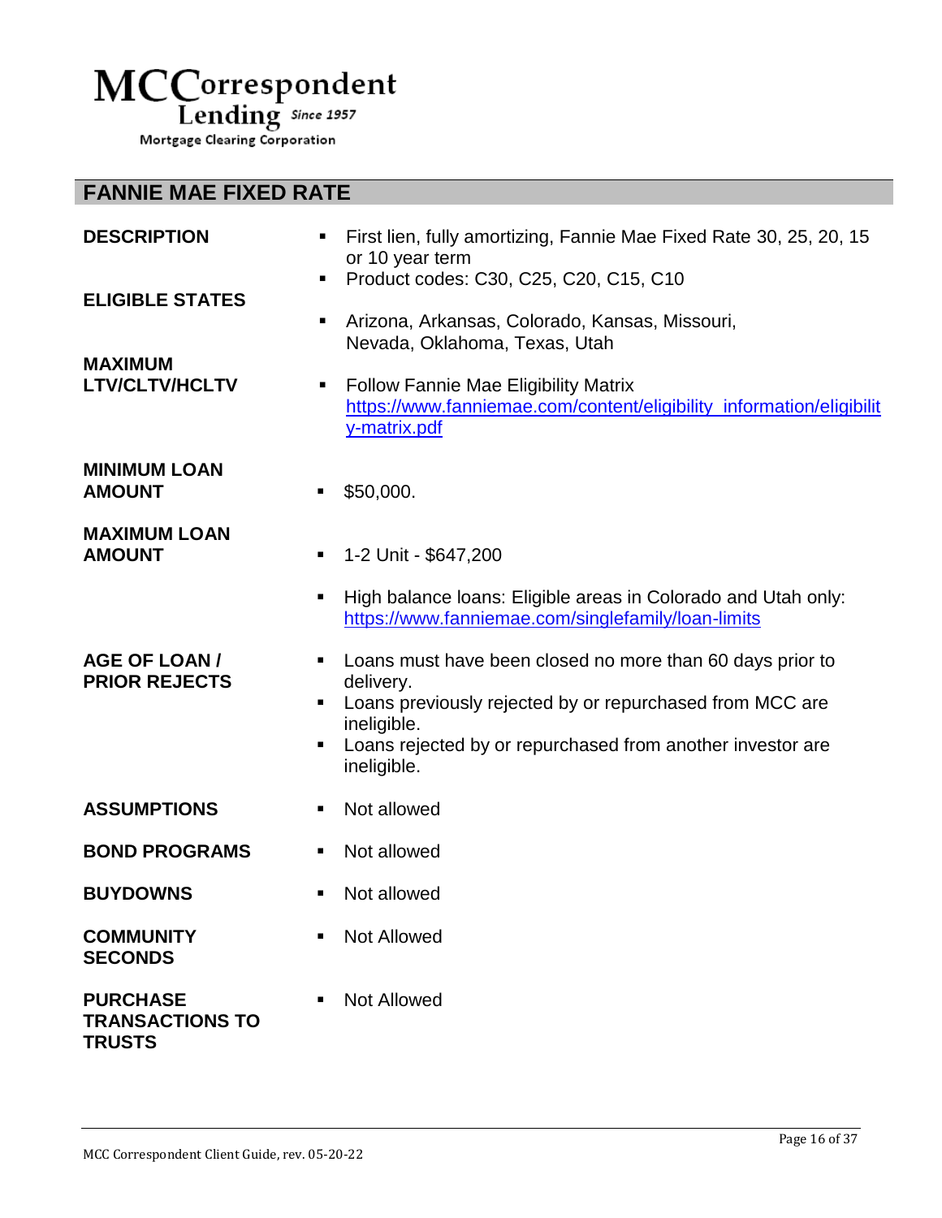## FANNIE MAE FIXED RATE

| | |
|---|---|
| **DESCRIPTION** | ▪ First lien, fully amortizing, Fannie Mae Fixed Rate 30, 25, 20, 15 or 10 year term<br>▪ Product codes: C30, C25, C20, C15, C10 |
| **ELIGIBLE STATES** | ▪ Arizona, Arkansas, Colorado, Kansas, Missouri, Nevada, Oklahoma, Texas, Utah |
| **MAXIMUM LTV/CLTV/HCLTV** | ▪ Follow Fannie Mae Eligibility Matrix https://www.fanniemae.com/content/eligibility_information/eligibility-matrix.pdf |
| **MINIMUM LOAN AMOUNT** | ▪ $50,000. |
| **MAXIMUM LOAN AMOUNT** | ▪ 1-2 Unit - $647,200<br>▪ High balance loans: Eligible areas in Colorado and Utah only: https://www.fanniemae.com/singlefamily/loan-limits |
| **AGE OF LOAN / PRIOR REJECTS** | ▪ Loans must have been closed no more than 60 days prior to delivery.<br>▪ Loans previously rejected by or repurchased from MCC are ineligible.<br>▪ Loans rejected by or repurchased from another investor are ineligible. |
| **ASSUMPTIONS** | ▪ Not allowed |
| **BOND PROGRAMS** | ▪ Not allowed |
| **BUYDOWNS** | ▪ Not allowed |
| **COMMUNITY SECONDS** | ▪ Not Allowed |
| **PURCHASE TRANSACTIONS TO TRUSTS** | ▪ Not Allowed |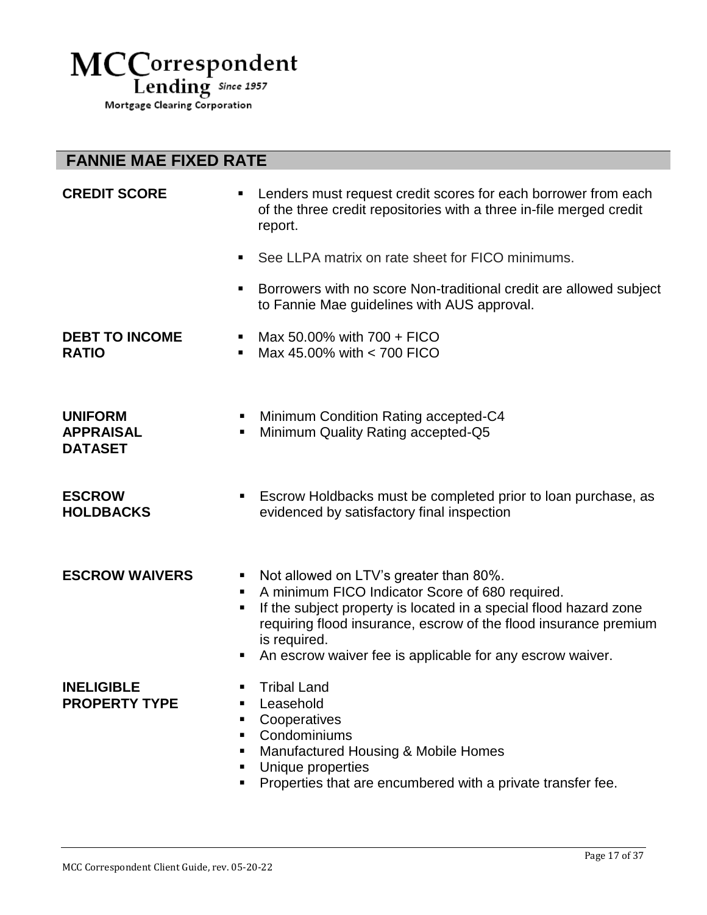## FANNIE MAE FIXED RATE

**CREDIT SCORE**

- Lenders must request credit scores for each borrower from each of the three credit repositories with a three in-file merged credit report.
- See LLPA matrix on rate sheet for FICO minimums.
- Borrowers with no score Non-traditional credit are allowed subject to Fannie Mae guidelines with AUS approval.

**DEBT TO INCOME RATIO**

- Max 50.00% with 700 + FICO
- Max 45.00% with < 700 FICO

**UNIFORM APPRAISAL DATASET**

- Minimum Condition Rating accepted-C4
- Minimum Quality Rating accepted-Q5

**ESCROW HOLDBACKS**

- Escrow Holdbacks must be completed prior to loan purchase, as evidenced by satisfactory final inspection

**ESCROW WAIVERS**

- Not allowed on LTV's greater than 80%.
- A minimum FICO Indicator Score of 680 required.
- If the subject property is located in a special flood hazard zone requiring flood insurance, escrow of the flood insurance premium is required.
- An escrow waiver fee is applicable for any escrow waiver.

**INELIGIBLE PROPERTY TYPE**

- Tribal Land
- Leasehold
- Cooperatives
- Condominiums
- Manufactured Housing & Mobile Homes
- Unique properties
- Properties that are encumbered with a private transfer fee.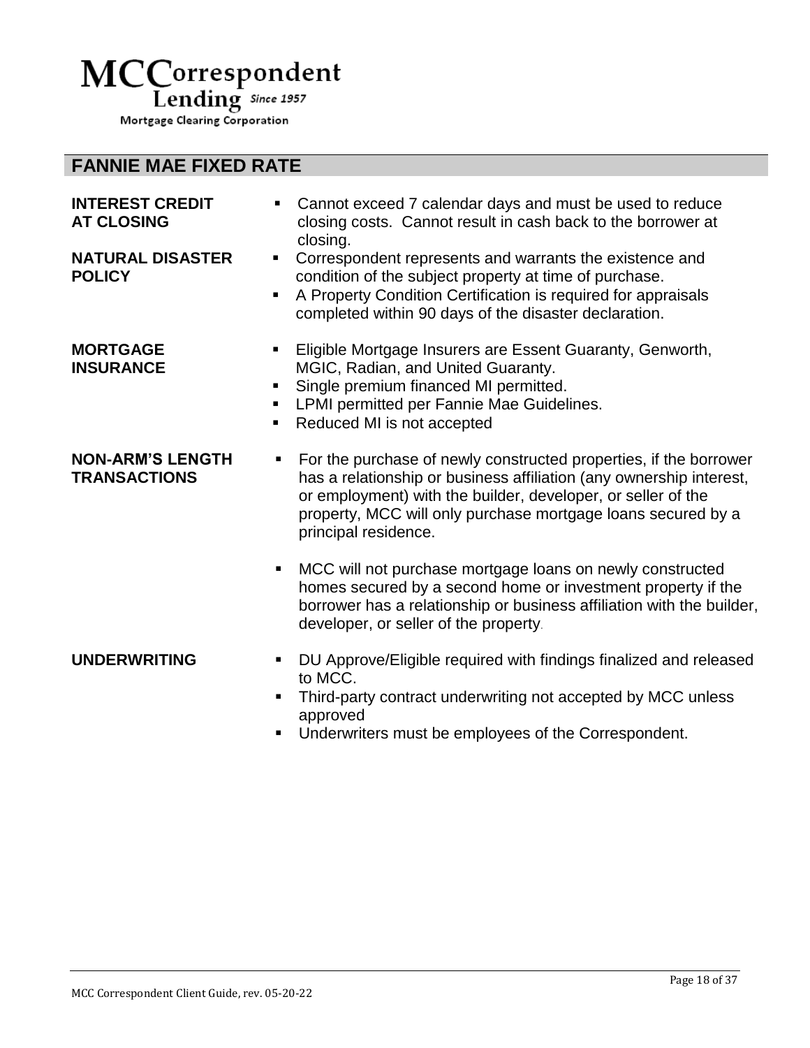## FANNIE MAE FIXED RATE

**INTEREST CREDIT AT CLOSING**

- Cannot exceed 7 calendar days and must be used to reduce closing costs. Cannot result in cash back to the borrower at closing.

**NATURAL DISASTER POLICY**

- Correspondent represents and warrants the existence and condition of the subject property at time of purchase.
- A Property Condition Certification is required for appraisals completed within 90 days of the disaster declaration.

**MORTGAGE INSURANCE**

- Eligible Mortgage Insurers are Essent Guaranty, Genworth, MGIC, Radian, and United Guaranty.
- Single premium financed MI permitted.
- LPMI permitted per Fannie Mae Guidelines.
- Reduced MI is not accepted

**NON-ARM'S LENGTH TRANSACTIONS**

- For the purchase of newly constructed properties, if the borrower has a relationship or business affiliation (any ownership interest, or employment) with the builder, developer, or seller of the property, MCC will only purchase mortgage loans secured by a principal residence.
- MCC will not purchase mortgage loans on newly constructed homes secured by a second home or investment property if the borrower has a relationship or business affiliation with the builder, developer, or seller of the property.

**UNDERWRITING**

- DU Approve/Eligible required with findings finalized and released to MCC.
- Third-party contract underwriting not accepted by MCC unless approved
- Underwriters must be employees of the Correspondent.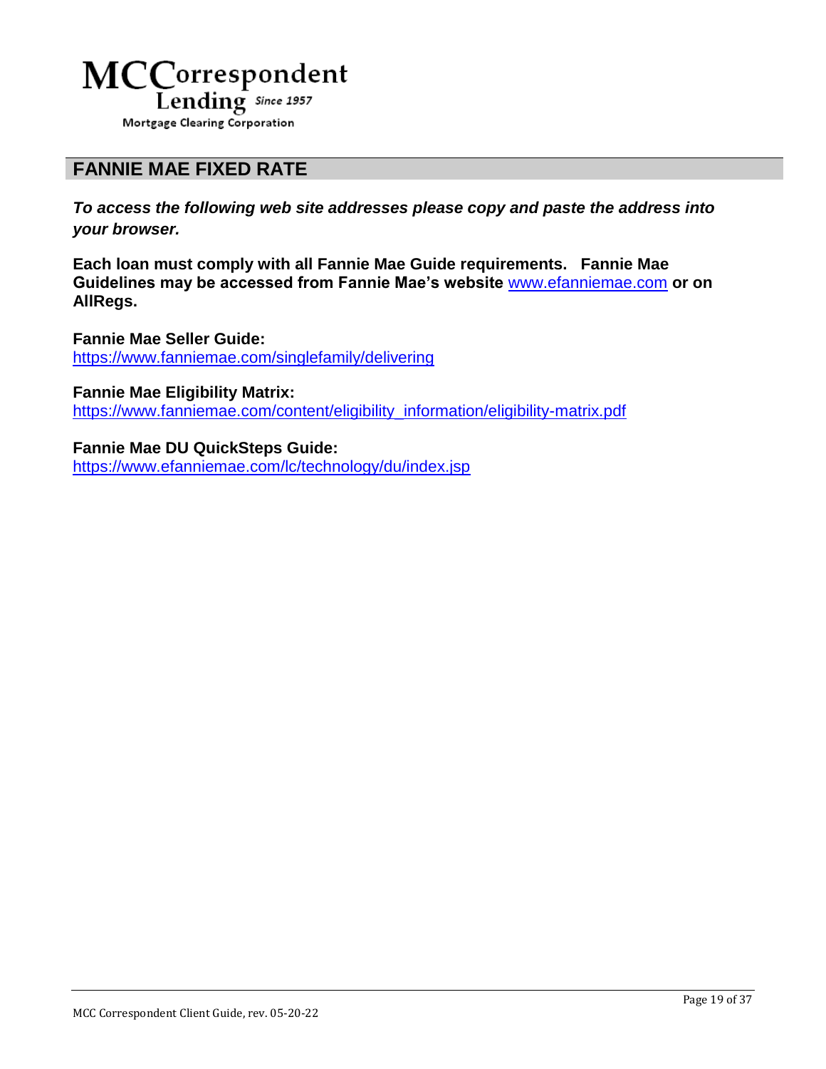## FANNIE MAE FIXED RATE

***To access the following web site addresses please copy and paste the address into your browser.***

**Each loan must comply with all Fannie Mae Guide requirements. Fannie Mae Guidelines may be accessed from Fannie Mae's website** www.efanniemae.com **or on AllRegs.**

**Fannie Mae Seller Guide:**
https://www.fanniemae.com/singlefamily/delivering

**Fannie Mae Eligibility Matrix:**
https://www.fanniemae.com/content/eligibility_information/eligibility-matrix.pdf

**Fannie Mae DU QuickSteps Guide:**
https://www.efanniemae.com/lc/technology/du/index.jsp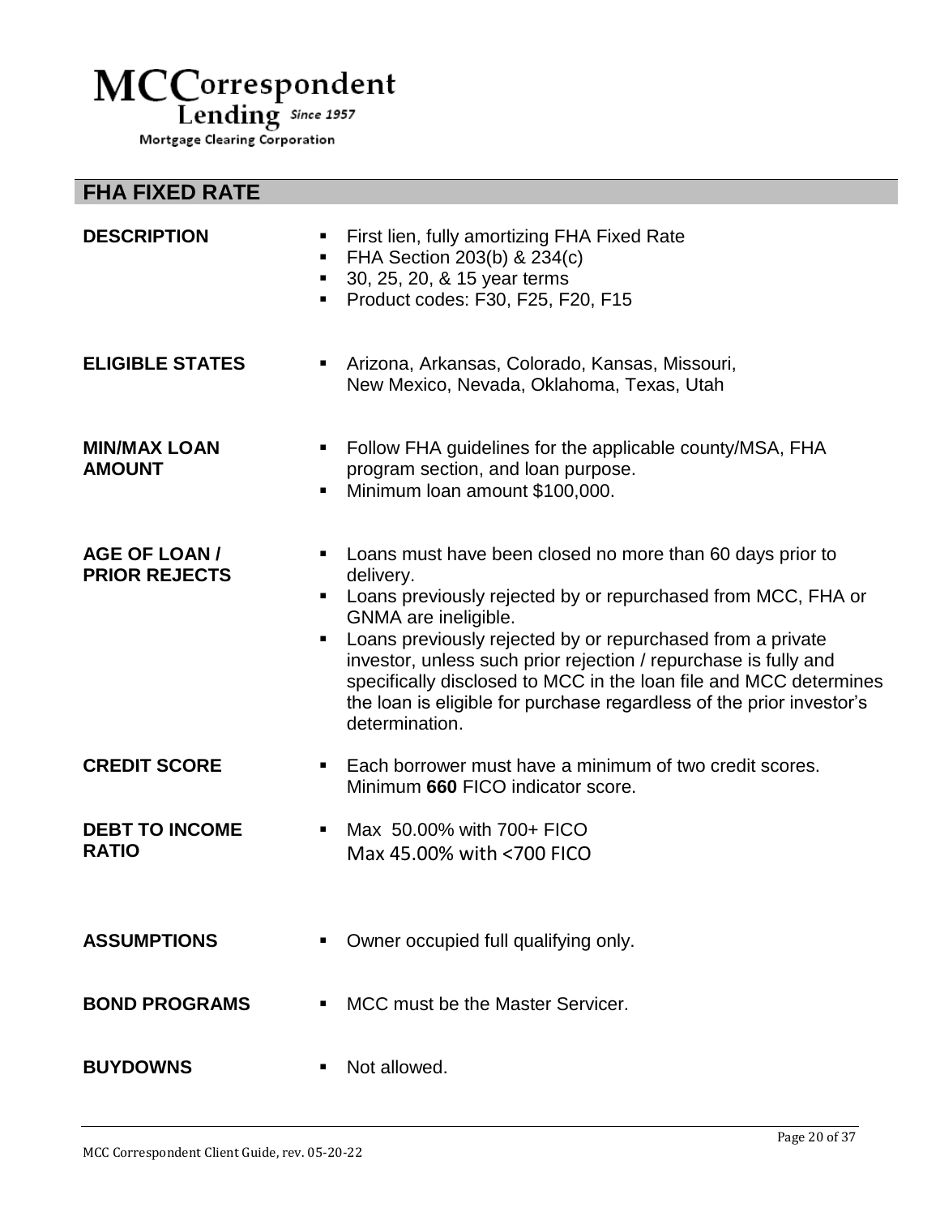MCCorrespondent Lending Since 1957
Mortgage Clearing Corporation

## FHA FIXED RATE

**DESCRIPTION**

- First lien, fully amortizing FHA Fixed Rate
- FHA Section 203(b) & 234(c)
- 30, 25, 20, & 15 year terms
- Product codes: F30, F25, F20, F15

**ELIGIBLE STATES**

- Arizona, Arkansas, Colorado, Kansas, Missouri, New Mexico, Nevada, Oklahoma, Texas, Utah

**MIN/MAX LOAN AMOUNT**

- Follow FHA guidelines for the applicable county/MSA, FHA program section, and loan purpose.
- Minimum loan amount $100,000.

**AGE OF LOAN / PRIOR REJECTS**

- Loans must have been closed no more than 60 days prior to delivery.
- Loans previously rejected by or repurchased from MCC, FHA or GNMA are ineligible.
- Loans previously rejected by or repurchased from a private investor, unless such prior rejection / repurchase is fully and specifically disclosed to MCC in the loan file and MCC determines the loan is eligible for purchase regardless of the prior investor's determination.

**CREDIT SCORE**

- Each borrower must have a minimum of two credit scores. Minimum **660** FICO indicator score.

**DEBT TO INCOME RATIO**

- Max 50.00% with 700+ FICO
  Max 45.00% with <700 FICO

**ASSUMPTIONS**

- Owner occupied full qualifying only.

**BOND PROGRAMS**

- MCC must be the Master Servicer.

**BUYDOWNS**

- Not allowed.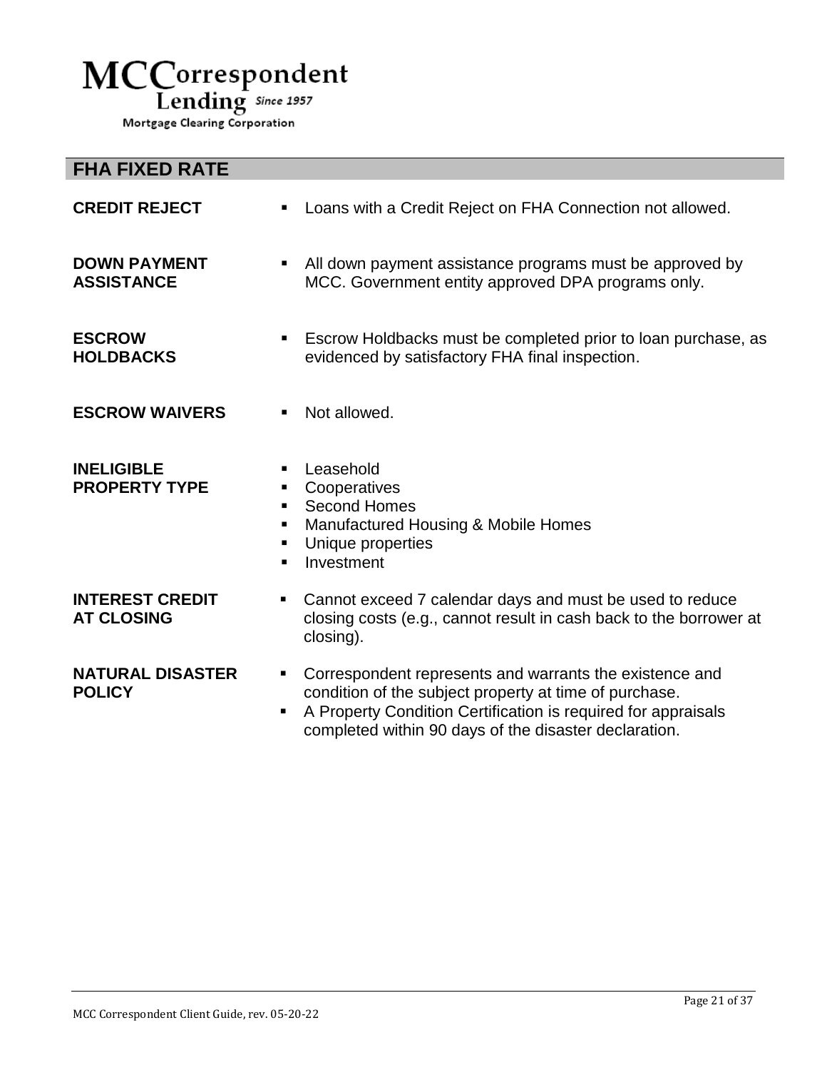## FHA FIXED RATE

**CREDIT REJECT**

- Loans with a Credit Reject on FHA Connection not allowed.

**DOWN PAYMENT ASSISTANCE**

- All down payment assistance programs must be approved by MCC. Government entity approved DPA programs only.

**ESCROW HOLDBACKS**

- Escrow Holdbacks must be completed prior to loan purchase, as evidenced by satisfactory FHA final inspection.

**ESCROW WAIVERS**

- Not allowed.

**INELIGIBLE PROPERTY TYPE**

- Leasehold
- Cooperatives
- Second Homes
- Manufactured Housing & Mobile Homes
- Unique properties
- Investment

**INTEREST CREDIT AT CLOSING**

- Cannot exceed 7 calendar days and must be used to reduce closing costs (e.g., cannot result in cash back to the borrower at closing).

**NATURAL DISASTER POLICY**

- Correspondent represents and warrants the existence and condition of the subject property at time of purchase.
- A Property Condition Certification is required for appraisals completed within 90 days of the disaster declaration.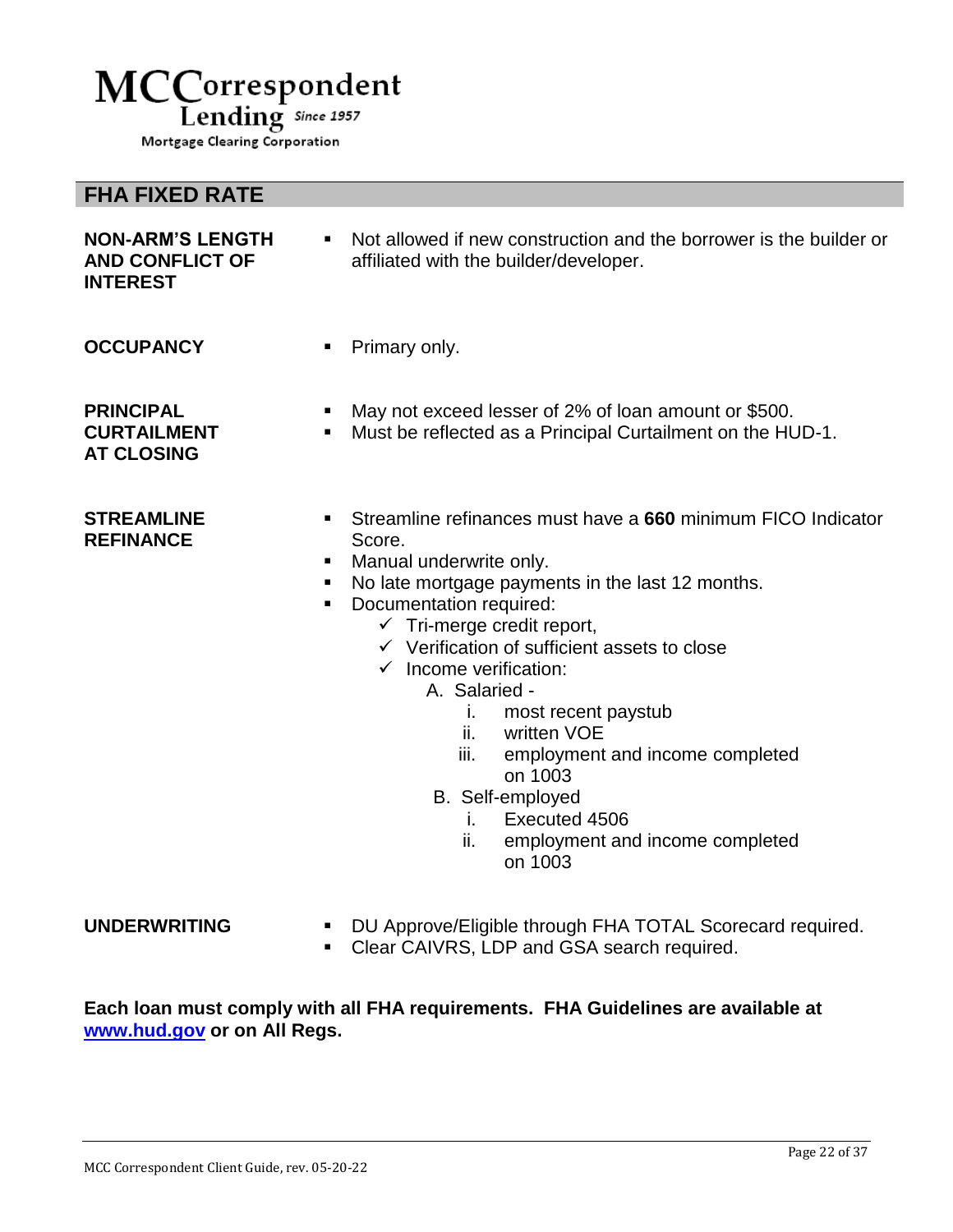MCCorrespondent Lending Since 1957

Mortgage Clearing Corporation

## FHA FIXED RATE

**NON-ARM'S LENGTH AND CONFLICT OF INTEREST**

- Not allowed if new construction and the borrower is the builder or affiliated with the builder/developer.

**OCCUPANCY**

- Primary only.

**PRINCIPAL CURTAILMENT AT CLOSING**

- May not exceed lesser of 2% of loan amount or $500.
- Must be reflected as a Principal Curtailment on the HUD-1.

**STREAMLINE REFINANCE**

- Streamline refinances must have a **660** minimum FICO Indicator Score.
- Manual underwrite only.
- No late mortgage payments in the last 12 months.
- Documentation required:
  - ✓ Tri-merge credit report,
  - ✓ Verification of sufficient assets to close
  - ✓ Income verification:
    - A. Salaried -
      - i. most recent paystub
      - ii. written VOE
      - iii. employment and income completed on 1003
    - B. Self-employed
      - i. Executed 4506
      - ii. employment and income completed on 1003

**UNDERWRITING**

- DU Approve/Eligible through FHA TOTAL Scorecard required.
- Clear CAIVRS, LDP and GSA search required.

**Each loan must comply with all FHA requirements. FHA Guidelines are available at [www.hud.gov](http://www.hud.gov) or on All Regs.**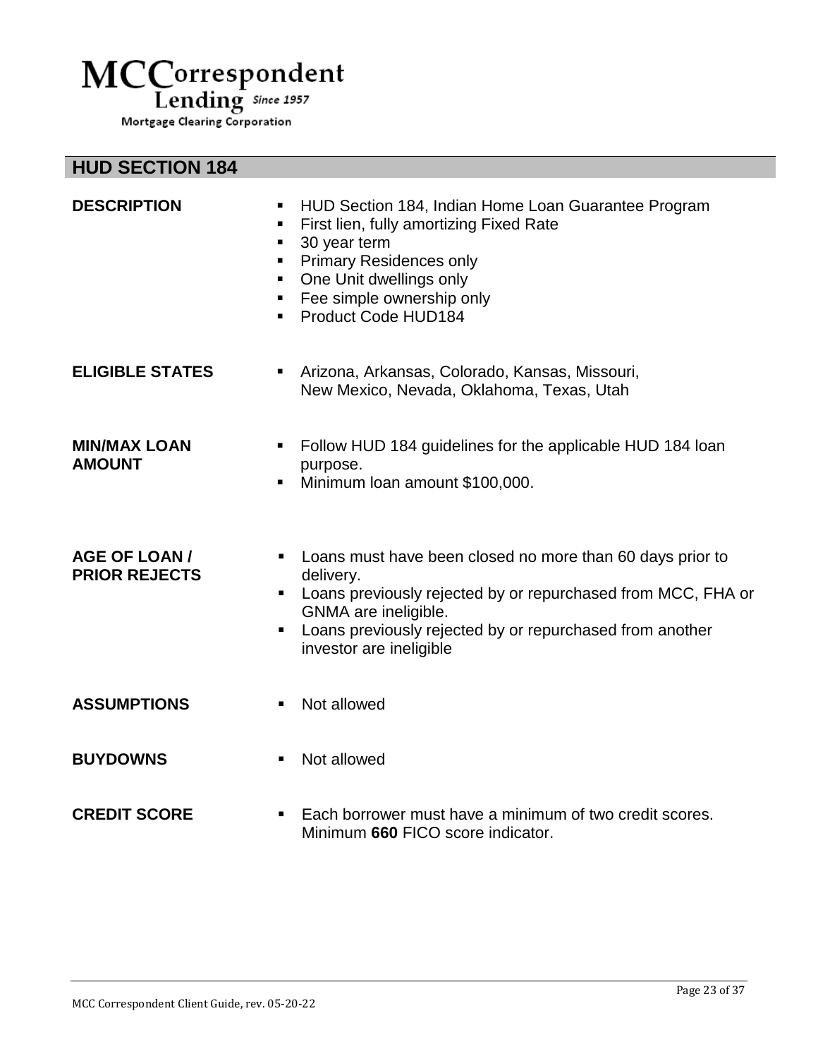MCCorrespondent Lending Since 1957
Mortgage Clearing Corporation

## HUD SECTION 184

**DESCRIPTION**

- HUD Section 184, Indian Home Loan Guarantee Program
- First lien, fully amortizing Fixed Rate
- 30 year term
- Primary Residences only
- One Unit dwellings only
- Fee simple ownership only
- Product Code HUD184

**ELIGIBLE STATES**

- Arizona, Arkansas, Colorado, Kansas, Missouri, New Mexico, Nevada, Oklahoma, Texas, Utah

**MIN/MAX LOAN AMOUNT**

- Follow HUD 184 guidelines for the applicable HUD 184 loan purpose.
- Minimum loan amount $100,000.

**AGE OF LOAN / PRIOR REJECTS**

- Loans must have been closed no more than 60 days prior to delivery.
- Loans previously rejected by or repurchased from MCC, FHA or GNMA are ineligible.
- Loans previously rejected by or repurchased from another investor are ineligible

**ASSUMPTIONS**

- Not allowed

**BUYDOWNS**

- Not allowed

**CREDIT SCORE**

- Each borrower must have a minimum of two credit scores. Minimum **660** FICO score indicator.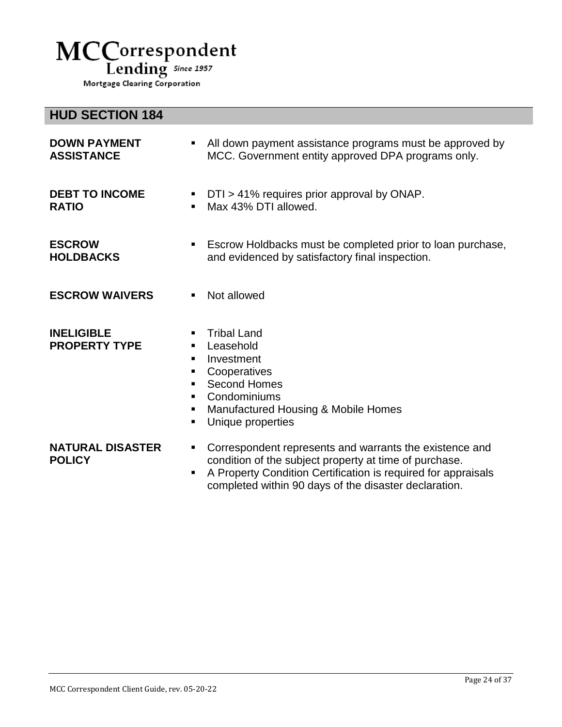## HUD SECTION 184

**DOWN PAYMENT ASSISTANCE**

- All down payment assistance programs must be approved by MCC. Government entity approved DPA programs only.

**DEBT TO INCOME RATIO**

- DTI > 41% requires prior approval by ONAP.
- Max 43% DTI allowed.

**ESCROW HOLDBACKS**

- Escrow Holdbacks must be completed prior to loan purchase, and evidenced by satisfactory final inspection.

**ESCROW WAIVERS**

- Not allowed

**INELIGIBLE PROPERTY TYPE**

- Tribal Land
- Leasehold
- Investment
- Cooperatives
- Second Homes
- Condominiums
- Manufactured Housing & Mobile Homes
- Unique properties

**NATURAL DISASTER POLICY**

- Correspondent represents and warrants the existence and condition of the subject property at time of purchase.
- A Property Condition Certification is required for appraisals completed within 90 days of the disaster declaration.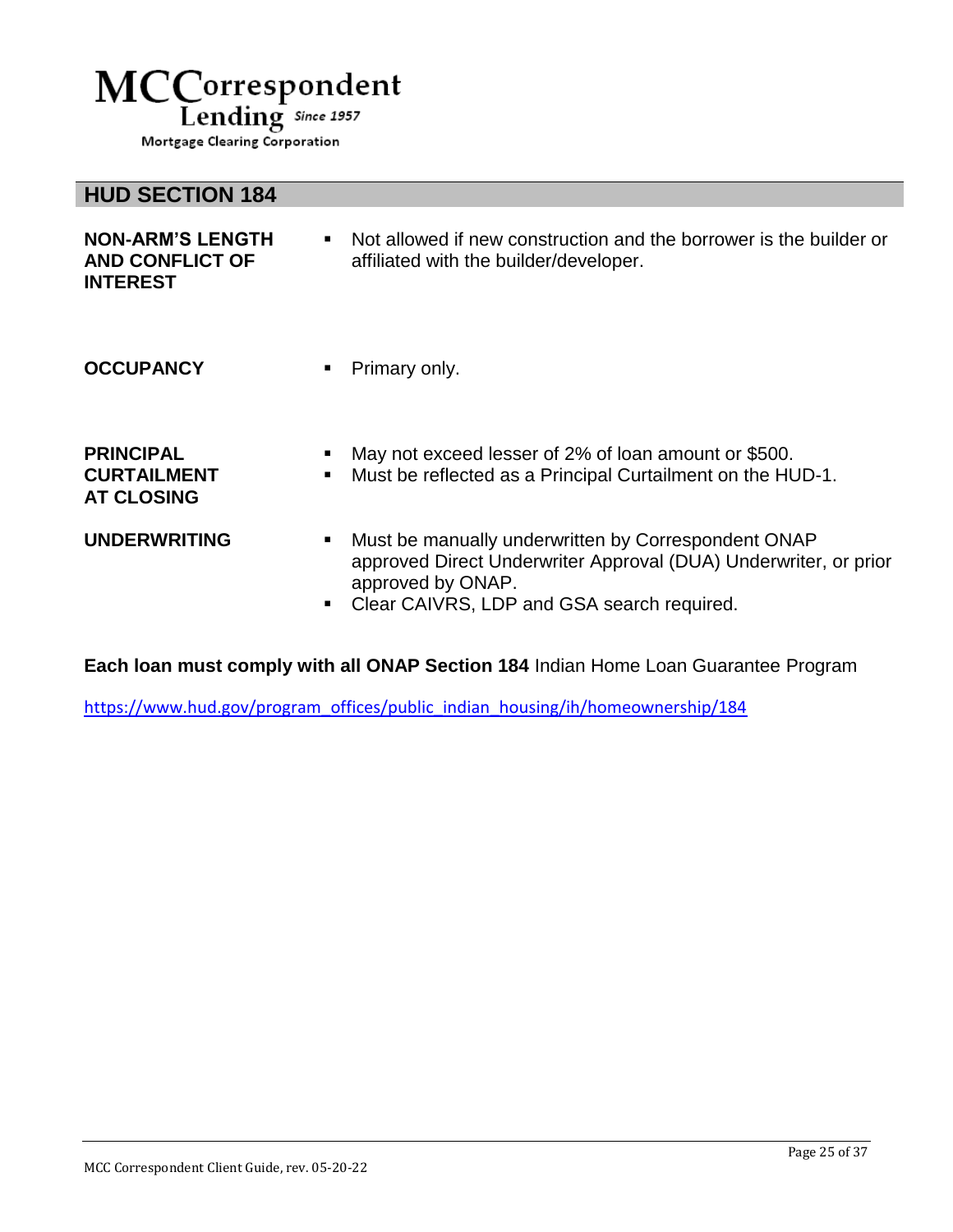## HUD SECTION 184

**NON-ARM'S LENGTH AND CONFLICT OF INTEREST**

- Not allowed if new construction and the borrower is the builder or affiliated with the builder/developer.

**OCCUPANCY**

- Primary only.

**PRINCIPAL CURTAILMENT AT CLOSING**

- May not exceed lesser of 2% of loan amount or $500.
- Must be reflected as a Principal Curtailment on the HUD-1.

**UNDERWRITING**

- Must be manually underwritten by Correspondent ONAP approved Direct Underwriter Approval (DUA) Underwriter, or prior approved by ONAP.
- Clear CAIVRS, LDP and GSA search required.

**Each loan must comply with all ONAP Section 184** Indian Home Loan Guarantee Program

https://www.hud.gov/program_offices/public_indian_housing/ih/homeownership/184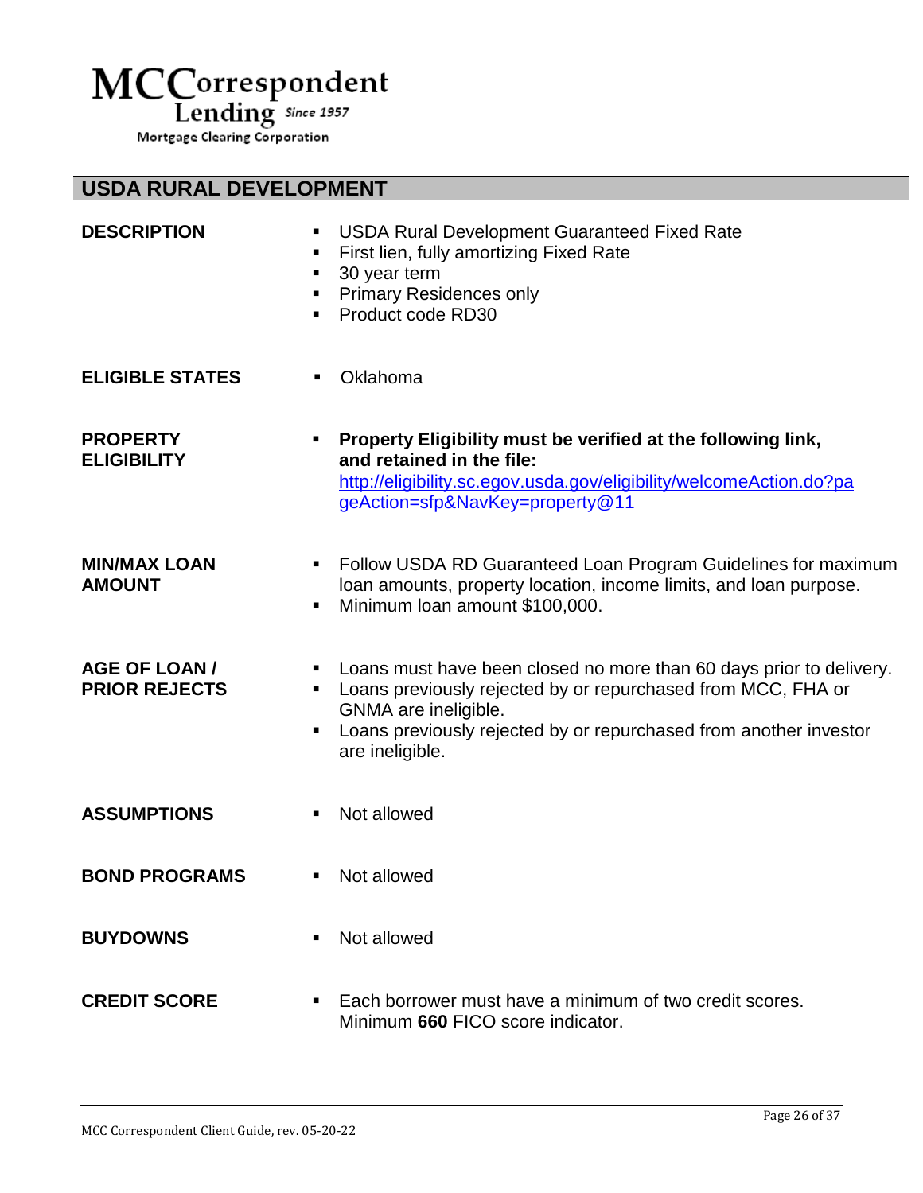MCCorrespondent Lending Since 1957
Mortgage Clearing Corporation

## USDA RURAL DEVELOPMENT

| | |
|---|---|
| **DESCRIPTION** | ▪ USDA Rural Development Guaranteed Fixed Rate<br>▪ First lien, fully amortizing Fixed Rate<br>▪ 30 year term<br>▪ Primary Residences only<br>▪ Product code RD30 |
| **ELIGIBLE STATES** | ▪ Oklahoma |
| **PROPERTY ELIGIBILITY** | ▪ **Property Eligibility must be verified at the following link, and retained in the file:** http://eligibility.sc.egov.usda.gov/eligibility/welcomeAction.do?pageAction=sfp&NavKey=property@11 |
| **MIN/MAX LOAN AMOUNT** | ▪ Follow USDA RD Guaranteed Loan Program Guidelines for maximum loan amounts, property location, income limits, and loan purpose.<br>▪ Minimum loan amount $100,000. |
| **AGE OF LOAN / PRIOR REJECTS** | ▪ Loans must have been closed no more than 60 days prior to delivery.<br>▪ Loans previously rejected by or repurchased from MCC, FHA or GNMA are ineligible.<br>▪ Loans previously rejected by or repurchased from another investor are ineligible. |
| **ASSUMPTIONS** | ▪ Not allowed |
| **BOND PROGRAMS** | ▪ Not allowed |
| **BUYDOWNS** | ▪ Not allowed |
| **CREDIT SCORE** | ▪ Each borrower must have a minimum of two credit scores. Minimum **660** FICO score indicator. |

MCC Correspondent Client Guide, rev. 05-20-22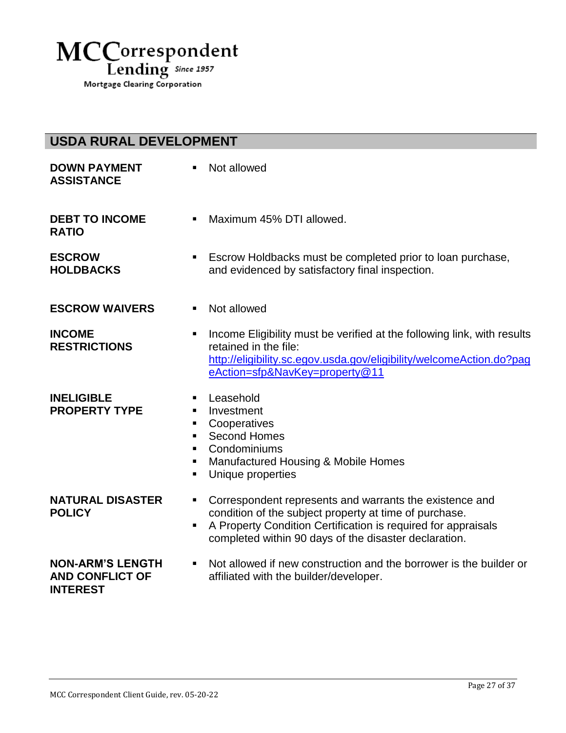## USDA RURAL DEVELOPMENT

**DOWN PAYMENT ASSISTANCE**

- Not allowed

**DEBT TO INCOME RATIO**

- Maximum 45% DTI allowed.

**ESCROW HOLDBACKS**

- Escrow Holdbacks must be completed prior to loan purchase, and evidenced by satisfactory final inspection.

**ESCROW WAIVERS**

- Not allowed

**INCOME RESTRICTIONS**

- Income Eligibility must be verified at the following link, with results retained in the file: [http://eligibility.sc.egov.usda.gov/eligibility/welcomeAction.do?pageAction=sfp&NavKey=property@11](http://eligibility.sc.egov.usda.gov/eligibility/welcomeAction.do?pageAction=sfp&NavKey=property@11)

**INELIGIBLE PROPERTY TYPE**

- Leasehold
- Investment
- Cooperatives
- Second Homes
- Condominiums
- Manufactured Housing & Mobile Homes
- Unique properties

**NATURAL DISASTER POLICY**

- Correspondent represents and warrants the existence and condition of the subject property at time of purchase.
- A Property Condition Certification is required for appraisals completed within 90 days of the disaster declaration.

**NON-ARM'S LENGTH AND CONFLICT OF INTEREST**

- Not allowed if new construction and the borrower is the builder or affiliated with the builder/developer.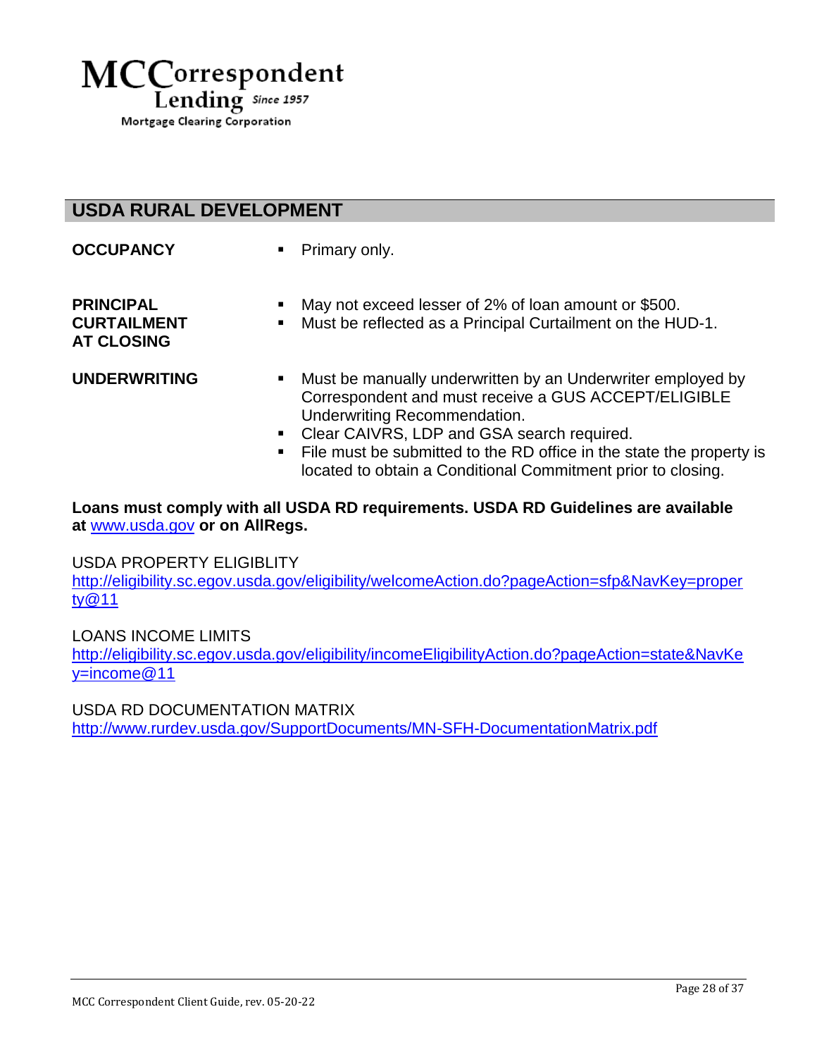MCCorrespondent Lending Since 1957
Mortgage Clearing Corporation

## USDA RURAL DEVELOPMENT

| | |
|---|---|
| **OCCUPANCY** | ▪ Primary only. |
| **PRINCIPAL CURTAILMENT AT CLOSING** | ▪ May not exceed lesser of 2% of loan amount or $500.<br>▪ Must be reflected as a Principal Curtailment on the HUD-1. |
| **UNDERWRITING** | ▪ Must be manually underwritten by an Underwriter employed by Correspondent and must receive a GUS ACCEPT/ELIGIBLE Underwriting Recommendation.<br>▪ Clear CAIVRS, LDP and GSA search required.<br>▪ File must be submitted to the RD office in the state the property is located to obtain a Conditional Commitment prior to closing. |

**Loans must comply with all USDA RD requirements. USDA RD Guidelines are available at [www.usda.gov](http://www.usda.gov) or on AllRegs.**

USDA PROPERTY ELIGIBLITY
http://eligibility.sc.egov.usda.gov/eligibility/welcomeAction.do?pageAction=sfp&NavKey=property@11

LOANS INCOME LIMITS
http://eligibility.sc.egov.usda.gov/eligibility/incomeEligibilityAction.do?pageAction=state&NavKey=income@11

USDA RD DOCUMENTATION MATRIX
http://www.rurdev.usda.gov/SupportDocuments/MN-SFH-DocumentationMatrix.pdf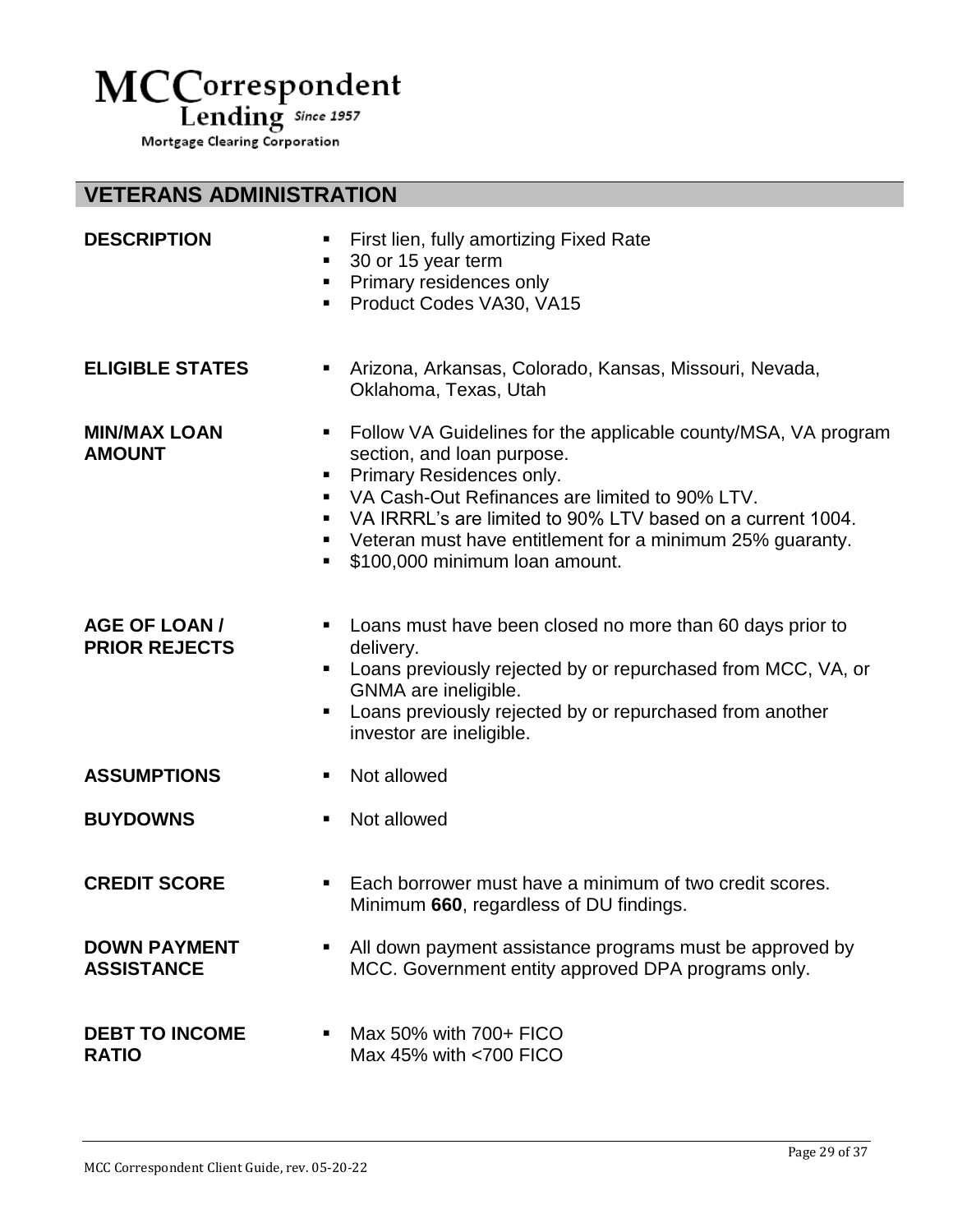MCCorrespondent Lending Since 1957
Mortgage Clearing Corporation

## VETERANS ADMINISTRATION

**DESCRIPTION**

- First lien, fully amortizing Fixed Rate
- 30 or 15 year term
- Primary residences only
- Product Codes VA30, VA15

**ELIGIBLE STATES**

- Arizona, Arkansas, Colorado, Kansas, Missouri, Nevada, Oklahoma, Texas, Utah

**MIN/MAX LOAN AMOUNT**

- Follow VA Guidelines for the applicable county/MSA, VA program section, and loan purpose.
- Primary Residences only.
- VA Cash-Out Refinances are limited to 90% LTV.
- VA IRRRL's are limited to 90% LTV based on a current 1004.
- Veteran must have entitlement for a minimum 25% guaranty.
- $100,000 minimum loan amount.

**AGE OF LOAN / PRIOR REJECTS**

- Loans must have been closed no more than 60 days prior to delivery.
- Loans previously rejected by or repurchased from MCC, VA, or GNMA are ineligible.
- Loans previously rejected by or repurchased from another investor are ineligible.

**ASSUMPTIONS**

- Not allowed

**BUYDOWNS**

- Not allowed

**CREDIT SCORE**

- Each borrower must have a minimum of two credit scores. Minimum **660**, regardless of DU findings.

**DOWN PAYMENT ASSISTANCE**

- All down payment assistance programs must be approved by MCC. Government entity approved DPA programs only.

**DEBT TO INCOME RATIO**

- Max 50% with 700+ FICO
  Max 45% with <700 FICO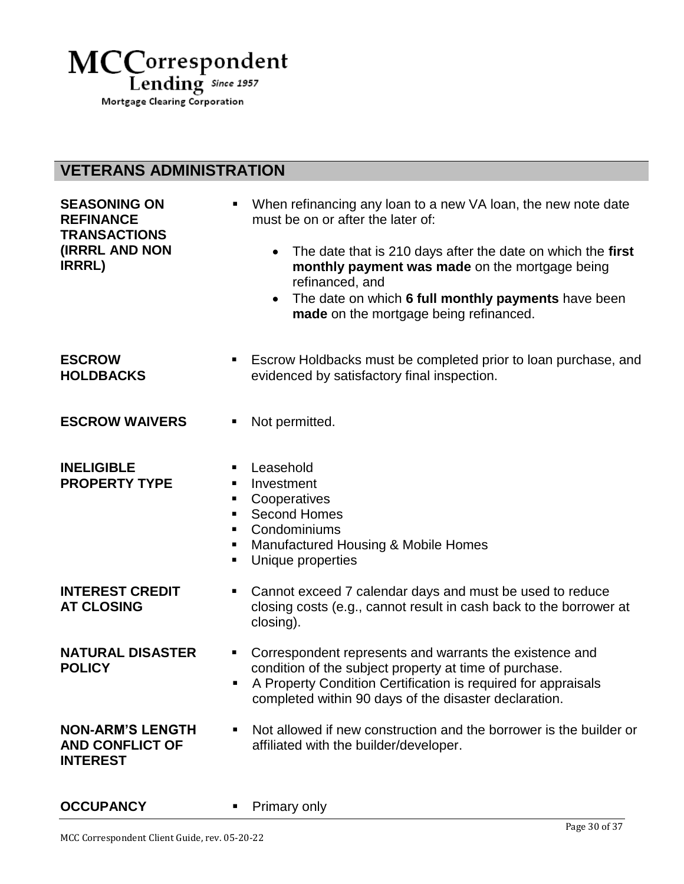## VETERANS ADMINISTRATION

**SEASONING ON REFINANCE TRANSACTIONS (IRRRL AND NON IRRRL)**

- When refinancing any loan to a new VA loan, the new note date must be on or after the later of:
  - The date that is 210 days after the date on which the **first monthly payment was made** on the mortgage being refinanced, and
  - The date on which **6 full monthly payments** have been **made** on the mortgage being refinanced.

**ESCROW HOLDBACKS**

- Escrow Holdbacks must be completed prior to loan purchase, and evidenced by satisfactory final inspection.

**ESCROW WAIVERS**

- Not permitted.

**INELIGIBLE PROPERTY TYPE**

- Leasehold
- Investment
- Cooperatives
- Second Homes
- Condominiums
- Manufactured Housing & Mobile Homes
- Unique properties

**INTEREST CREDIT AT CLOSING**

- Cannot exceed 7 calendar days and must be used to reduce closing costs (e.g., cannot result in cash back to the borrower at closing).

**NATURAL DISASTER POLICY**

- Correspondent represents and warrants the existence and condition of the subject property at time of purchase.
- A Property Condition Certification is required for appraisals completed within 90 days of the disaster declaration.

**NON-ARM'S LENGTH AND CONFLICT OF INTEREST**

- Not allowed if new construction and the borrower is the builder or affiliated with the builder/developer.

**OCCUPANCY**

- Primary only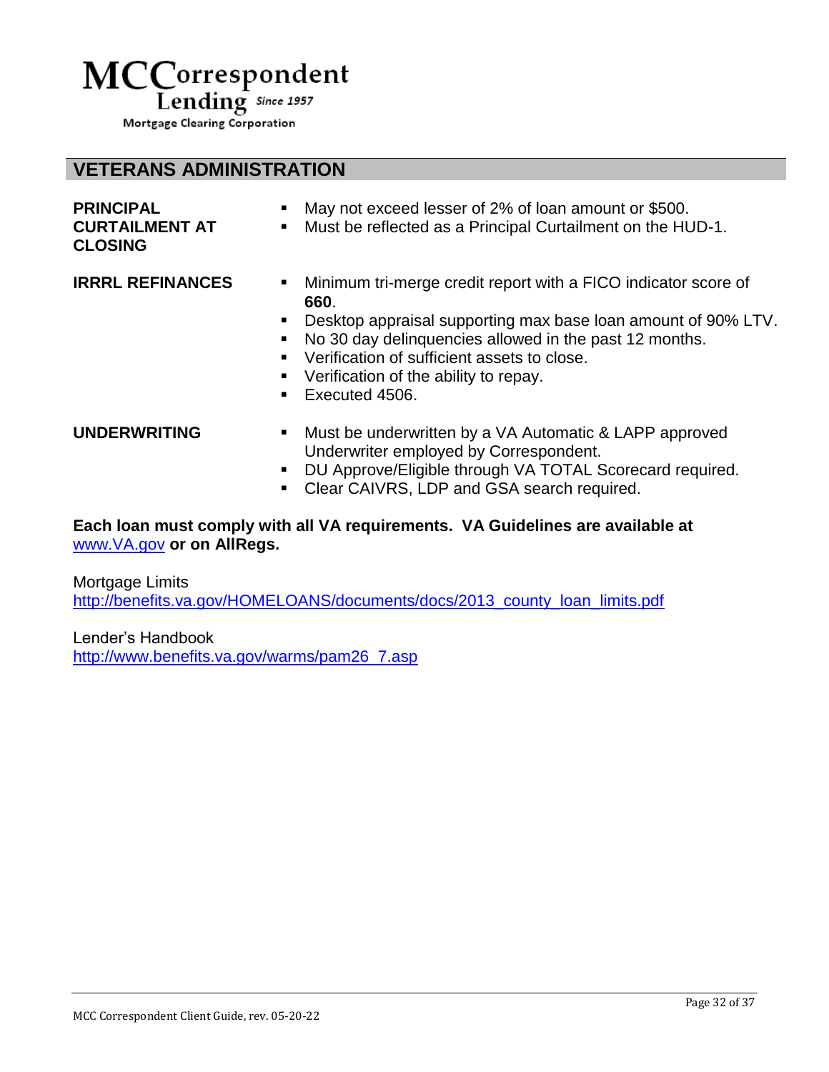MCCorrespondent Lending Since 1957

Mortgage Clearing Corporation

## VETERANS ADMINISTRATION

**PRINCIPAL CURTAILMENT AT CLOSING**

- May not exceed lesser of 2% of loan amount or $500.
- Must be reflected as a Principal Curtailment on the HUD-1.

**IRRRL REFINANCES**

- Minimum tri-merge credit report with a FICO indicator score of **660**.
- Desktop appraisal supporting max base loan amount of 90% LTV.
- No 30 day delinquencies allowed in the past 12 months.
- Verification of sufficient assets to close.
- Verification of the ability to repay.
- Executed 4506.

**UNDERWRITING**

- Must be underwritten by a VA Automatic & LAPP approved Underwriter employed by Correspondent.
- DU Approve/Eligible through VA TOTAL Scorecard required.
- Clear CAIVRS, LDP and GSA search required.

**Each loan must comply with all VA requirements. VA Guidelines are available at** www.VA.gov **or on AllRegs.**

Mortgage Limits
http://benefits.va.gov/HOMELOANS/documents/docs/2013_county_loan_limits.pdf

Lender's Handbook
http://www.benefits.va.gov/warms/pam26_7.asp

MCC Correspondent Client Guide, rev. 05-20-22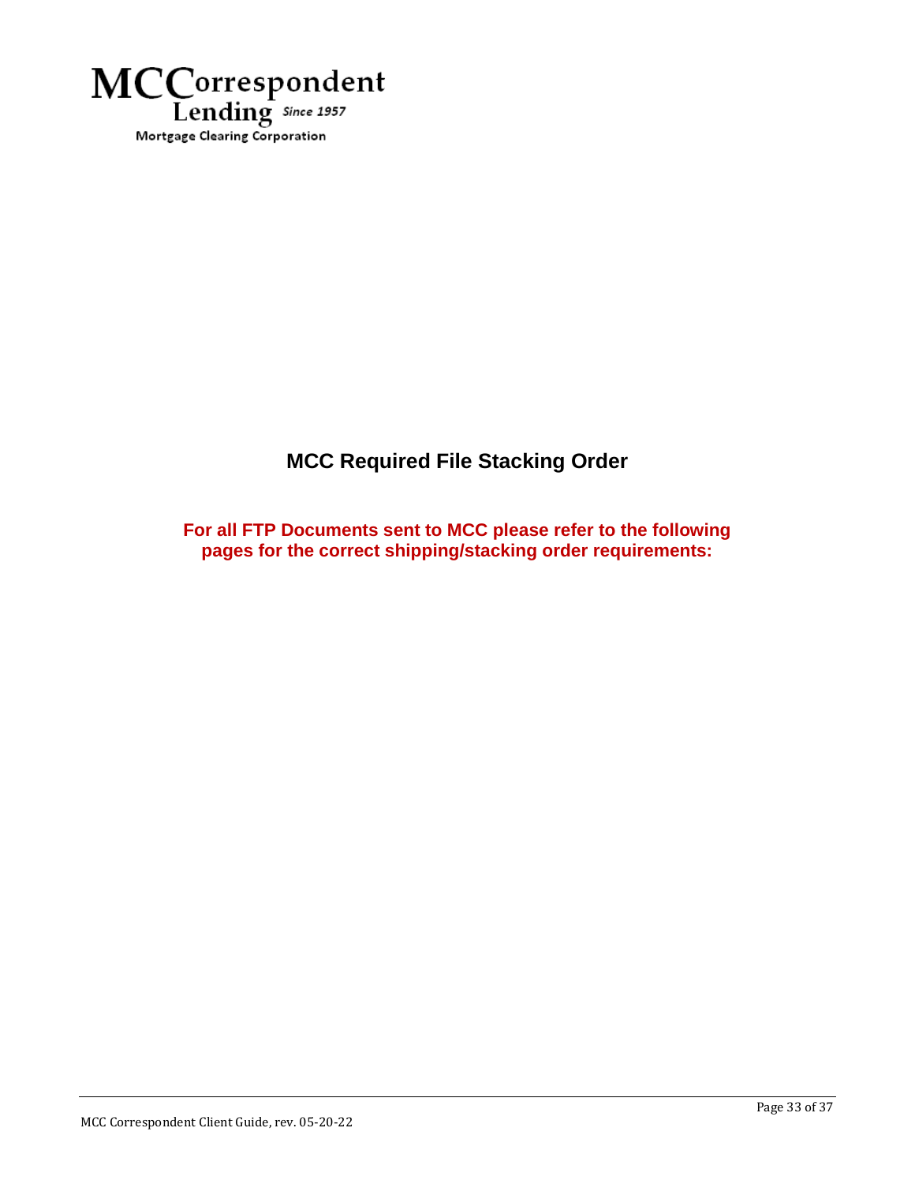MCCorrespondent Lending Since 1957

Mortgage Clearing Corporation

# MCC Required File Stacking Order

**For all FTP Documents sent to MCC please refer to the following pages for the correct shipping/stacking order requirements:**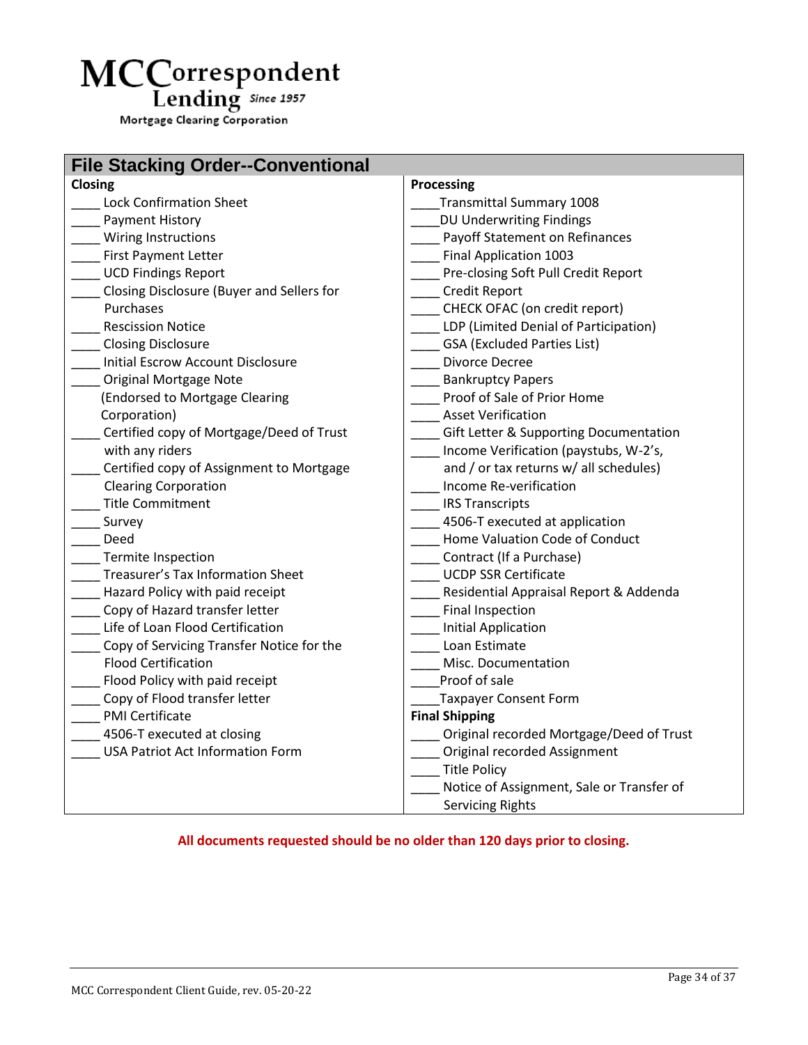**MCCorrespondent Lending** Since 1957

Mortgage Clearing Corporation

## File Stacking Order--Conventional

**Closing**

- ____ Lock Confirmation Sheet
- ____ Payment History
- ____ Wiring Instructions
- ____ First Payment Letter
- ____ UCD Findings Report
- ____ Closing Disclosure (Buyer and Sellers for Purchases
- ____ Rescission Notice
- ____ Closing Disclosure
- ____ Initial Escrow Account Disclosure
- ____ Original Mortgage Note (Endorsed to Mortgage Clearing Corporation)
- ____ Certified copy of Mortgage/Deed of Trust with any riders
- ____ Certified copy of Assignment to Mortgage Clearing Corporation
- ____ Title Commitment
- ____ Survey
- ____ Deed
- ____ Termite Inspection
- ____ Treasurer's Tax Information Sheet
- ____ Hazard Policy with paid receipt
- ____ Copy of Hazard transfer letter
- ____ Life of Loan Flood Certification
- ____ Copy of Servicing Transfer Notice for the Flood Certification
- ____ Flood Policy with paid receipt
- ____ Copy of Flood transfer letter
- ____ PMI Certificate
- ____ 4506-T executed at closing
- ____ USA Patriot Act Information Form

**Processing**

- ____Transmittal Summary 1008
- ____DU Underwriting Findings
- ____ Payoff Statement on Refinances
- ____ Final Application 1003
- ____ Pre-closing Soft Pull Credit Report
- ____ Credit Report
- ____ CHECK OFAC (on credit report)
- ____ LDP (Limited Denial of Participation)
- ____ GSA (Excluded Parties List)
- ____ Divorce Decree
- ____ Bankruptcy Papers
- ____ Proof of Sale of Prior Home
- ____ Asset Verification
- ____ Gift Letter & Supporting Documentation
- ____ Income Verification (paystubs, W-2's, and / or tax returns w/ all schedules)
- ____ Income Re-verification
- ____ IRS Transcripts
- ____ 4506-T executed at application
- ____ Home Valuation Code of Conduct
- ____ Contract (If a Purchase)
- ____ UCDP SSR Certificate
- ____ Residential Appraisal Report & Addenda
- ____ Final Inspection
- ____ Initial Application
- ____ Loan Estimate
- ____ Misc. Documentation
- ____Proof of sale
- ____Taxpayer Consent Form

**Final Shipping**

- ____ Original recorded Mortgage/Deed of Trust
- ____ Original recorded Assignment
- ____ Title Policy
- ____ Notice of Assignment, Sale or Transfer of Servicing Rights

**All documents requested should be no older than 120 days prior to closing.**

MCC Correspondent Client Guide, rev. 05-20-22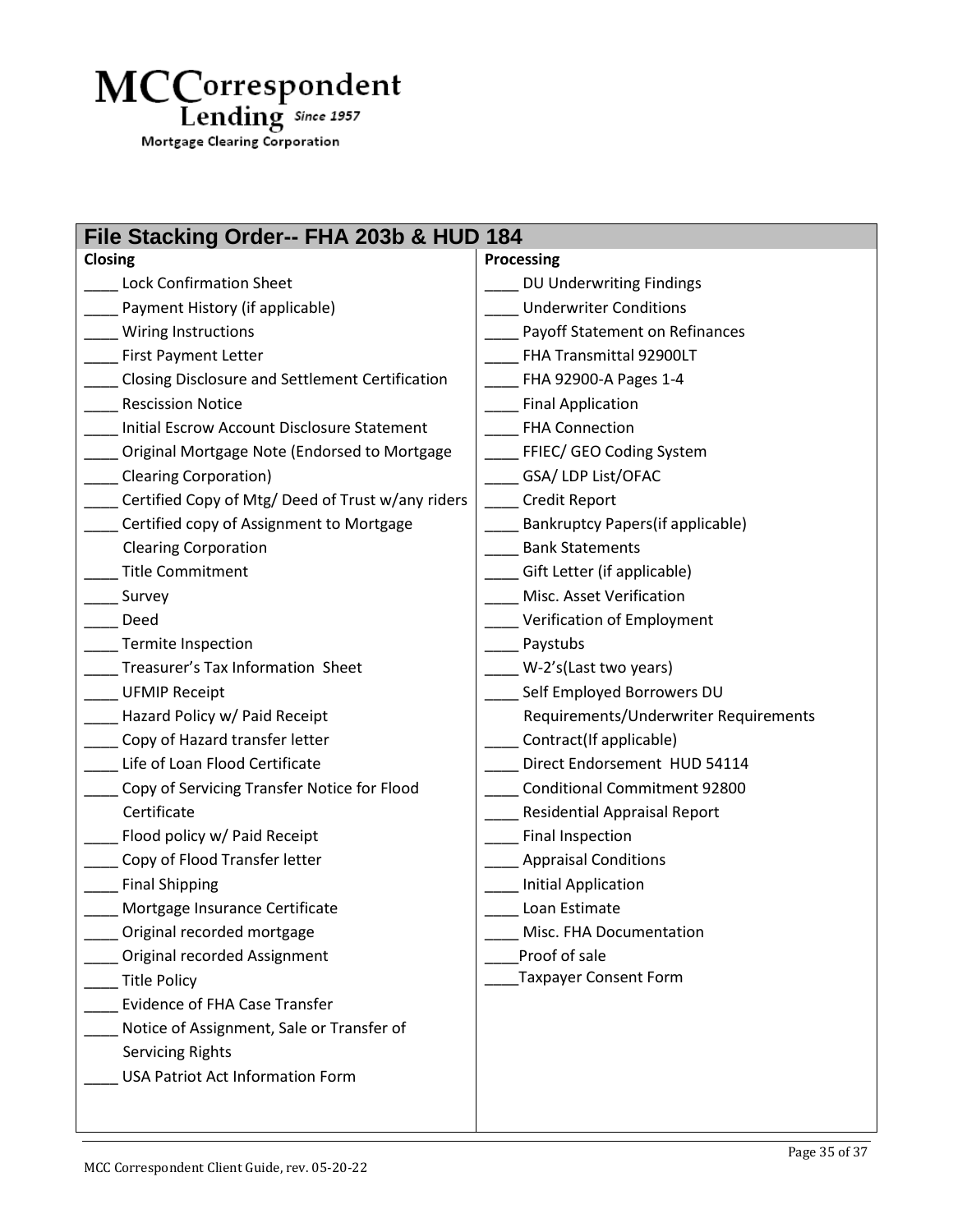MCCorrespondent Lending Since 1957

Mortgage Clearing Corporation

## File Stacking Order-- FHA 203b & HUD 184

**Closing**

____ Lock Confirmation Sheet
____ Payment History (if applicable)
____ Wiring Instructions
____ First Payment Letter
____ Closing Disclosure and Settlement Certification
____ Rescission Notice
____ Initial Escrow Account Disclosure Statement
____ Original Mortgage Note (Endorsed to Mortgage
____ Clearing Corporation)
____ Certified Copy of Mtg/ Deed of Trust w/any riders
____ Certified copy of Assignment to Mortgage Clearing Corporation
____ Title Commitment
____ Survey
____ Deed
____ Termite Inspection
____ Treasurer's Tax Information Sheet
____ UFMIP Receipt
____ Hazard Policy w/ Paid Receipt
____ Copy of Hazard transfer letter
____ Life of Loan Flood Certificate
____ Copy of Servicing Transfer Notice for Flood Certificate
____ Flood policy w/ Paid Receipt
____ Copy of Flood Transfer letter
____ Final Shipping
____ Mortgage Insurance Certificate
____ Original recorded mortgage
____ Original recorded Assignment
____ Title Policy
____ Evidence of FHA Case Transfer
____ Notice of Assignment, Sale or Transfer of Servicing Rights
____ USA Patriot Act Information Form

**Processing**

____ DU Underwriting Findings
____ Underwriter Conditions
____ Payoff Statement on Refinances
____ FHA Transmittal 92900LT
____ FHA 92900-A Pages 1-4
____ Final Application
____ FHA Connection
____ FFIEC/ GEO Coding System
____ GSA/ LDP List/OFAC
____ Credit Report
____ Bankruptcy Papers(if applicable)
____ Bank Statements
____ Gift Letter (if applicable)
____ Misc. Asset Verification
____ Verification of Employment
____ Paystubs
____ W-2's(Last two years)
____ Self Employed Borrowers DU Requirements/Underwriter Requirements
____ Contract(If applicable)
____ Direct Endorsement HUD 54114
____ Conditional Commitment 92800
____ Residential Appraisal Report
____ Final Inspection
____ Appraisal Conditions
____ Initial Application
____ Loan Estimate
____ Misc. FHA Documentation
____Proof of sale
____Taxpayer Consent Form

MCC Correspondent Client Guide, rev. 05-20-22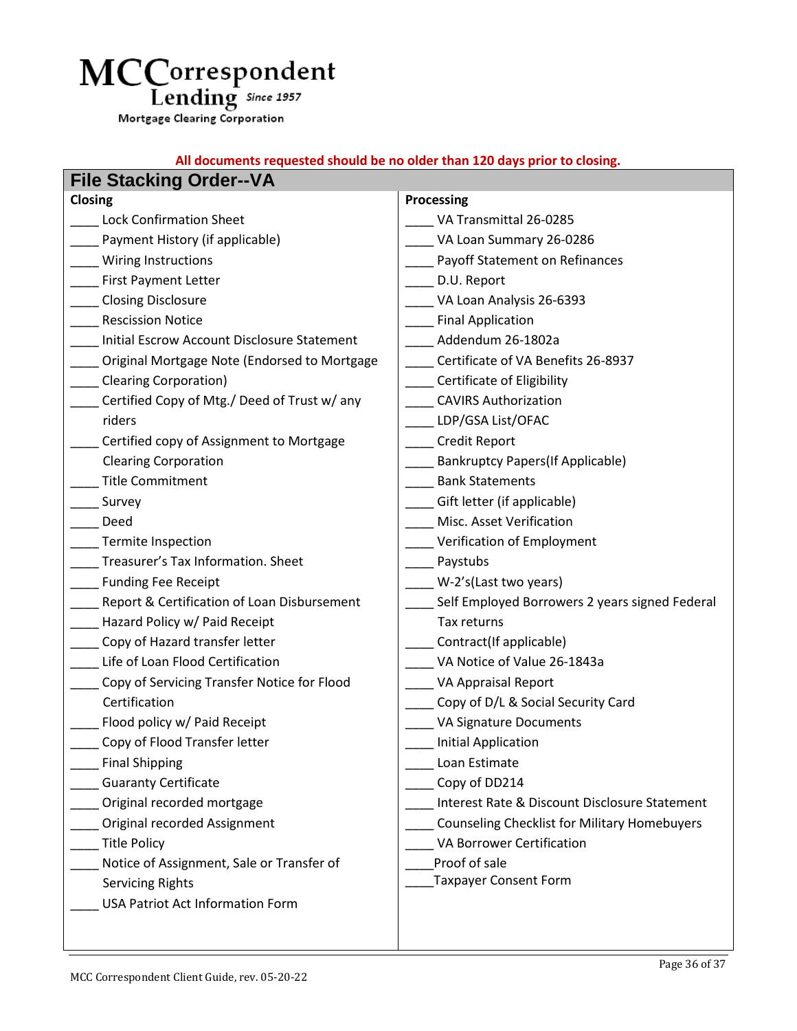MCCorrespondent Lending Since 1957

Mortgage Clearing Corporation

**All documents requested should be no older than 120 days prior to closing.**

## File Stacking Order--VA

### Closing

____ Lock Confirmation Sheet
____ Payment History (if applicable)
____ Wiring Instructions
____ First Payment Letter
____ Closing Disclosure
____ Rescission Notice
____ Initial Escrow Account Disclosure Statement
____ Original Mortgage Note (Endorsed to Mortgage
____ Clearing Corporation)
____ Certified Copy of Mtg./ Deed of Trust w/ any riders
____ Certified copy of Assignment to Mortgage Clearing Corporation
____ Title Commitment
____ Survey
____ Deed
____ Termite Inspection
____ Treasurer's Tax Information. Sheet
____ Funding Fee Receipt
____ Report & Certification of Loan Disbursement
____ Hazard Policy w/ Paid Receipt
____ Copy of Hazard transfer letter
____ Life of Loan Flood Certification
____ Copy of Servicing Transfer Notice for Flood Certification
____ Flood policy w/ Paid Receipt
____ Copy of Flood Transfer letter
____ Final Shipping
____ Guaranty Certificate
____ Original recorded mortgage
____ Original recorded Assignment
____ Title Policy
____ Notice of Assignment, Sale or Transfer of Servicing Rights
____ USA Patriot Act Information Form

### Processing

____ VA Transmittal 26-0285
____ VA Loan Summary 26-0286
____ Payoff Statement on Refinances
____ D.U. Report
____ VA Loan Analysis 26-6393
____ Final Application
____ Addendum 26-1802a
____ Certificate of VA Benefits 26-8937
____ Certificate of Eligibility
____ CAVIRS Authorization
____ LDP/GSA List/OFAC
____ Credit Report
____ Bankruptcy Papers(If Applicable)
____ Bank Statements
____ Gift letter (if applicable)
____ Misc. Asset Verification
____ Verification of Employment
____ Paystubs
____ W-2's(Last two years)
____ Self Employed Borrowers 2 years signed Federal Tax returns
____ Contract(If applicable)
____ VA Notice of Value 26-1843a
____ VA Appraisal Report
____ Copy of D/L & Social Security Card
____ VA Signature Documents
____ Initial Application
____ Loan Estimate
____ Copy of DD214
____ Interest Rate & Discount Disclosure Statement
____ Counseling Checklist for Military Homebuyers
____ VA Borrower Certification
____ Proof of sale
____ Taxpayer Consent Form

MCC Correspondent Client Guide, rev. 05-20-22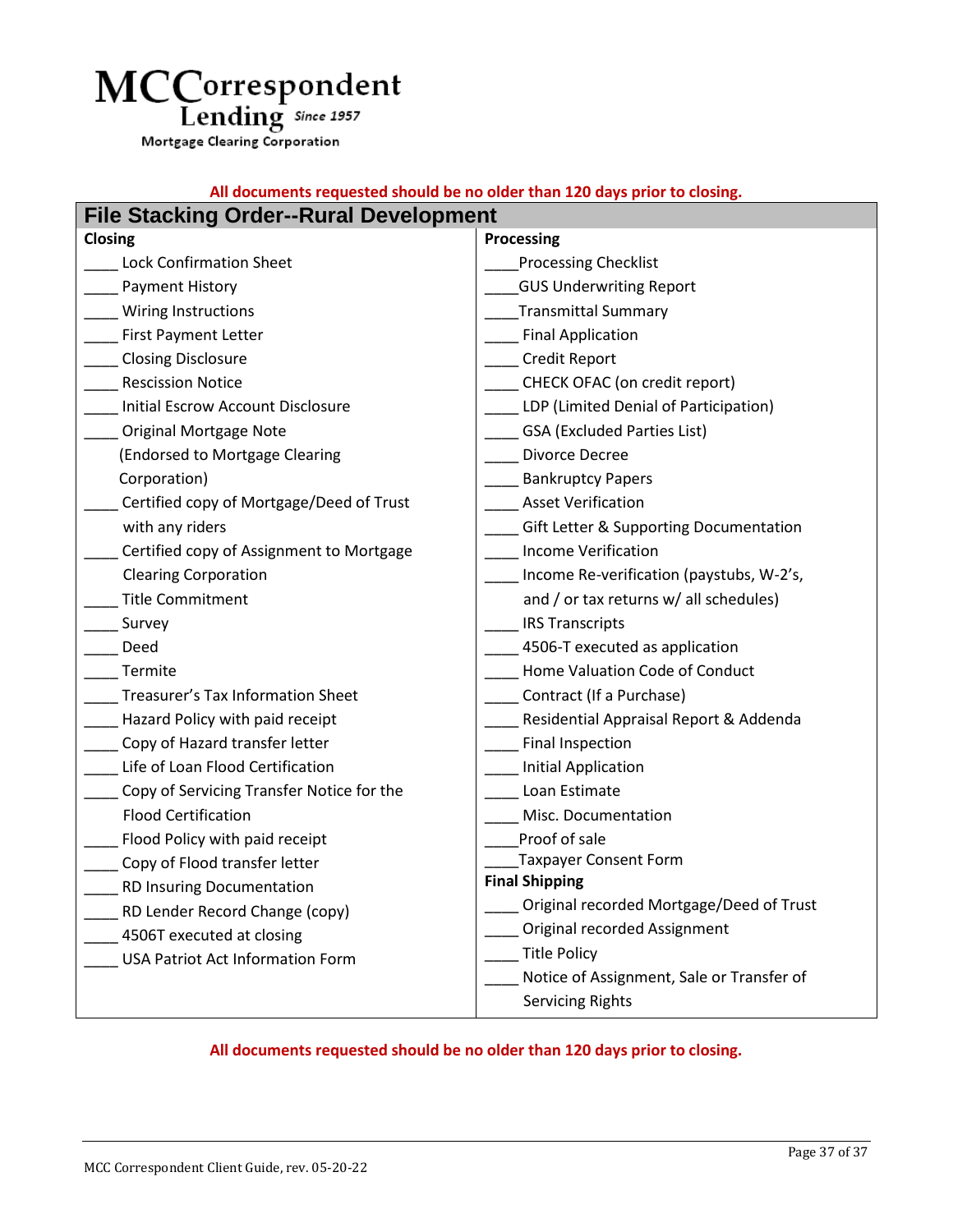**MCCorrespondent Lending** *Since 1957*

Mortgage Clearing Corporation

**All documents requested should be no older than 120 days prior to closing.**

## File Stacking Order--Rural Development

**Closing**

- ____ Lock Confirmation Sheet
- ____ Payment History
- ____ Wiring Instructions
- ____ First Payment Letter
- ____ Closing Disclosure
- ____ Rescission Notice
- ____ Initial Escrow Account Disclosure
- ____ Original Mortgage Note (Endorsed to Mortgage Clearing Corporation)
- ____ Certified copy of Mortgage/Deed of Trust with any riders
- ____ Certified copy of Assignment to Mortgage Clearing Corporation
- ____ Title Commitment
- ____ Survey
- ____ Deed
- ____ Termite
- ____ Treasurer's Tax Information Sheet
- ____ Hazard Policy with paid receipt
- ____ Copy of Hazard transfer letter
- ____ Life of Loan Flood Certification
- ____ Copy of Servicing Transfer Notice for the Flood Certification
- ____ Flood Policy with paid receipt
- ____ Copy of Flood transfer letter
- ____ RD Insuring Documentation
- ____ RD Lender Record Change (copy)
- ____ 4506T executed at closing
- ____ USA Patriot Act Information Form

**Processing**

- ____ Processing Checklist
- ____ GUS Underwriting Report
- ____ Transmittal Summary
- ____ Final Application
- ____ Credit Report
- ____ CHECK OFAC (on credit report)
- ____ LDP (Limited Denial of Participation)
- ____ GSA (Excluded Parties List)
- ____ Divorce Decree
- ____ Bankruptcy Papers
- ____ Asset Verification
- ____ Gift Letter & Supporting Documentation
- ____ Income Verification
- ____ Income Re-verification (paystubs, W-2's, and / or tax returns w/ all schedules)
- ____ IRS Transcripts
- ____ 4506-T executed as application
- ____ Home Valuation Code of Conduct
- ____ Contract (If a Purchase)
- ____ Residential Appraisal Report & Addenda
- ____ Final Inspection
- ____ Initial Application
- ____ Loan Estimate
- ____ Misc. Documentation
- ____ Proof of sale
- ____ Taxpayer Consent Form

**Final Shipping**

- ____ Original recorded Mortgage/Deed of Trust
- ____ Original recorded Assignment
- ____ Title Policy
- ____ Notice of Assignment, Sale or Transfer of Servicing Rights

**All documents requested should be no older than 120 days prior to closing.**

MCC Correspondent Client Guide, rev. 05-20-22